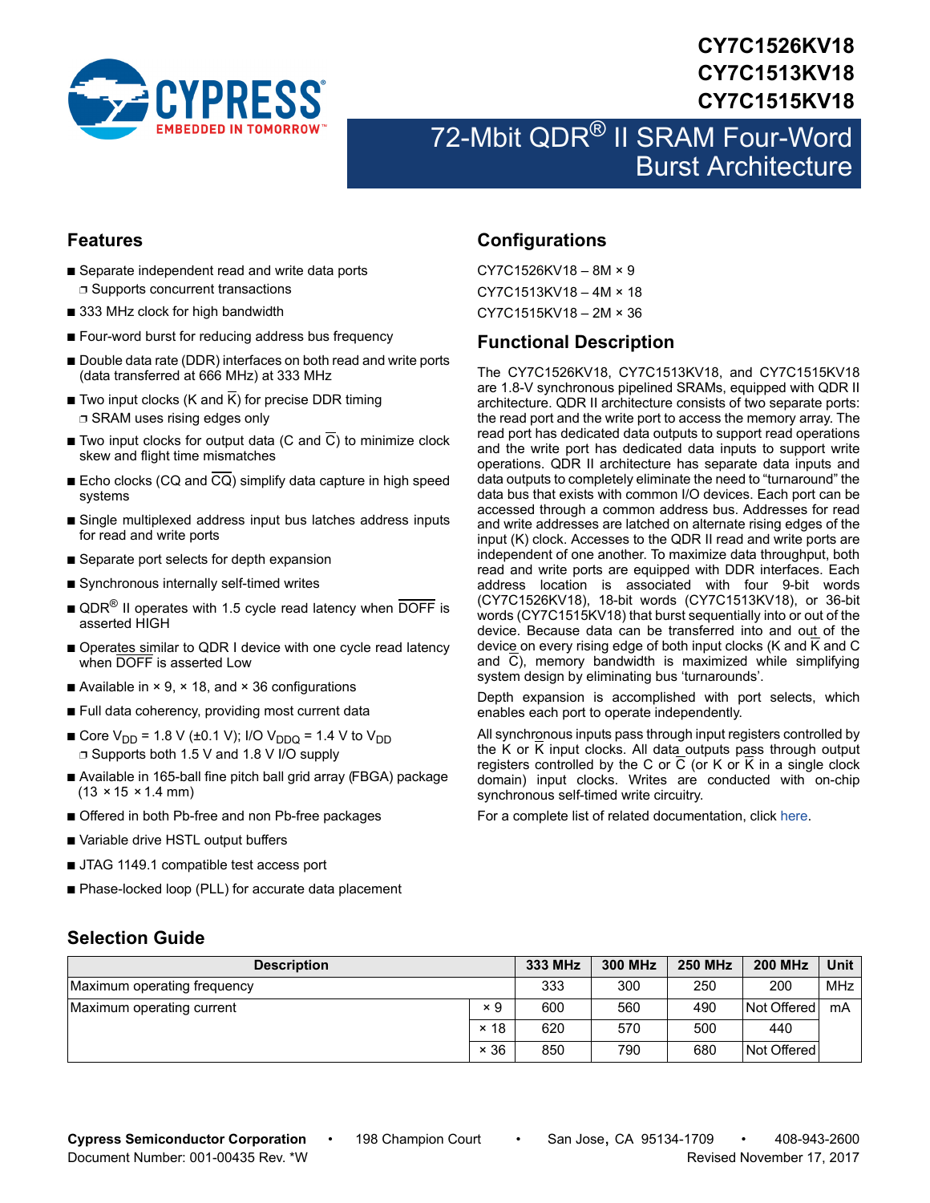# CY7C1526KV18
# CY7C1513KV18
# CY7C1515KV18

## 72-Mbit QDR® II SRAM Four-Word Burst Architecture

## Features

- Separate independent read and write data ports
  - Supports concurrent transactions
- 333 MHz clock for high bandwidth
- Four-word burst for reducing address bus frequency
- Double data rate (DDR) interfaces on both read and write ports (data transferred at 666 MHz) at 333 MHz
- Two input clocks (K and $\overline{K}$) for precise DDR timing
  - SRAM uses rising edges only
- Two input clocks for output data (C and $\overline{C}$) to minimize clock skew and flight time mismatches
- Echo clocks (CQ and $\overline{CQ}$) simplify data capture in high speed systems
- Single multiplexed address input bus latches address inputs for read and write ports
- Separate port selects for depth expansion
- Synchronous internally self-timed writes
- QDR® II operates with 1.5 cycle read latency when $\overline{DOFF}$ is asserted HIGH
- Operates similar to QDR I device with one cycle read latency when $\overline{DOFF}$ is asserted Low
- Available in × 9, × 18, and × 36 configurations
- Full data coherency, providing most current data
- Core $V_{DD}$ = 1.8 V (±0.1 V); I/O $V_{DDQ}$ = 1.4 V to $V_{DD}$
  - Supports both 1.5 V and 1.8 V I/O supply
- Available in 165-ball fine pitch ball grid array (FBGA) package (13 × 15 × 1.4 mm)
- Offered in both Pb-free and non Pb-free packages
- Variable drive HSTL output buffers
- JTAG 1149.1 compatible test access port
- Phase-locked loop (PLL) for accurate data placement

## Configurations

CY7C1526KV18 – 8M × 9

CY7C1513KV18 – 4M × 18

CY7C1515KV18 – 2M × 36

## Functional Description

The CY7C1526KV18, CY7C1513KV18, and CY7C1515KV18 are 1.8-V synchronous pipelined SRAMs, equipped with QDR II architecture. QDR II architecture consists of two separate ports: the read port and the write port to access the memory array. The read port has dedicated data outputs to support read operations and the write port has dedicated data inputs to support write operations. QDR II architecture has separate data inputs and data outputs to completely eliminate the need to "turnaround" the data bus that exists with common I/O devices. Each port can be accessed through a common address bus. Addresses for read and write addresses are latched on alternate rising edges of the input (K) clock. Accesses to the QDR II read and write ports are independent of one another. To maximize data throughput, both read and write ports are equipped with DDR interfaces. Each address location is associated with four 9-bit words (CY7C1526KV18), 18-bit words (CY7C1513KV18), or 36-bit words (CY7C1515KV18) that burst sequentially into or out of the device. Because data can be transferred into and out of the device on every rising edge of both input clocks (K and $\overline{K}$ and C and $\overline{C}$), memory bandwidth is maximized while simplifying system design by eliminating bus 'turnarounds'.

Depth expansion is accomplished with port selects, which enables each port to operate independently.

All synchronous inputs pass through input registers controlled by the K or $\overline{K}$ input clocks. All data outputs pass through output registers controlled by the C or $\overline{C}$ (or K or $\overline{K}$ in a single clock domain) input clocks. Writes are conducted with on-chip synchronous self-timed write circuitry.

For a complete list of related documentation, click here.

## Selection Guide

| Description | | 333 MHz | 300 MHz | 250 MHz | 200 MHz | Unit |
|---|---|---|---|---|---|---|
| Maximum operating frequency | | 333 | 300 | 250 | 200 | MHz |
| Maximum operating current | × 9 | 600 | 560 | 490 | Not Offered | mA |
| | × 18 | 620 | 570 | 500 | 440 | |
| | × 36 | 850 | 790 | 680 | Not Offered | |

**Cypress Semiconductor Corporation** • 198 Champion Court • San Jose, CA 95134-1709 • 408-943-2600
Document Number: 001-00435 Rev. *W Revised November 17, 2017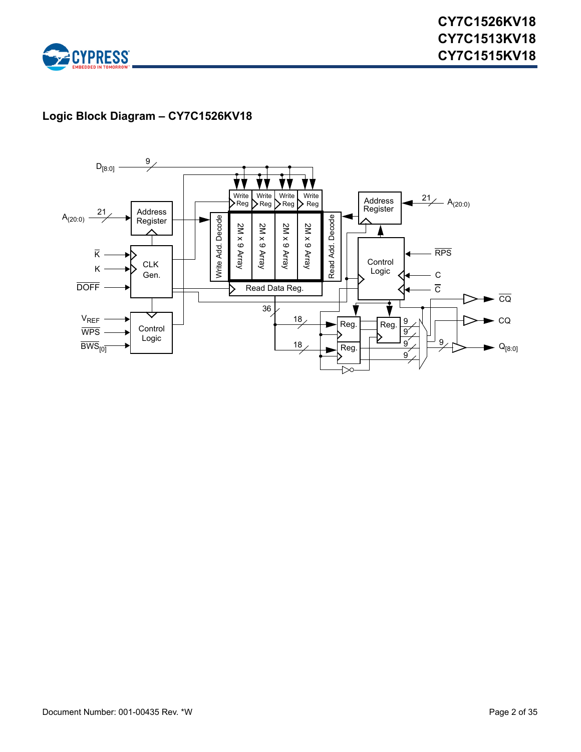## Logic Block Diagram – CY7C1526KV18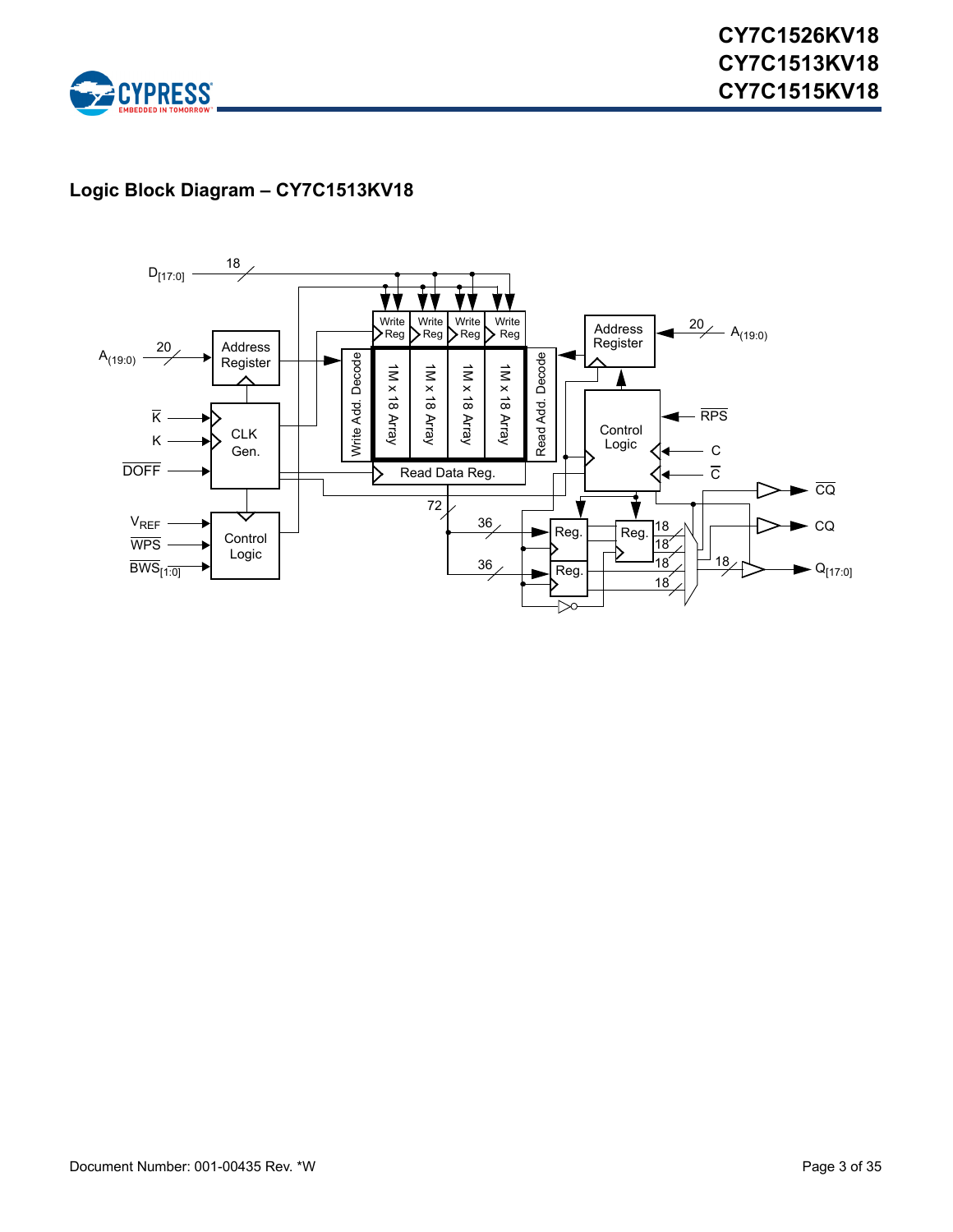## Logic Block Diagram – CY7C1513KV18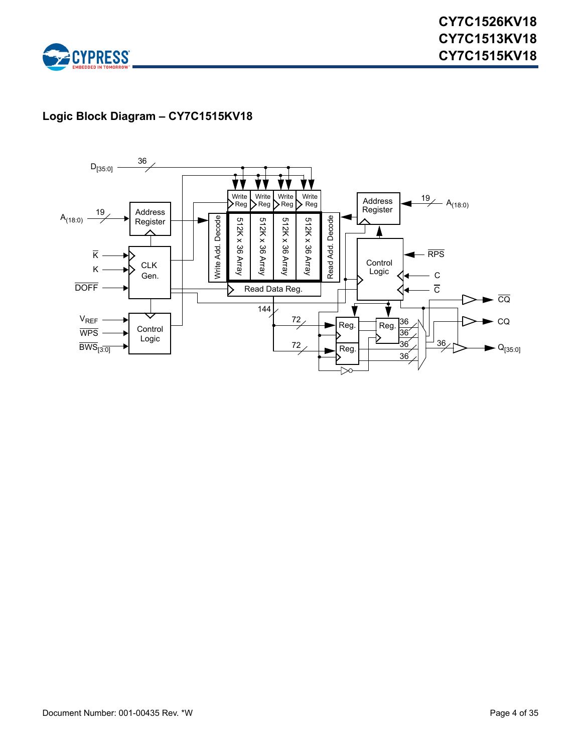## Logic Block Diagram – CY7C1515KV18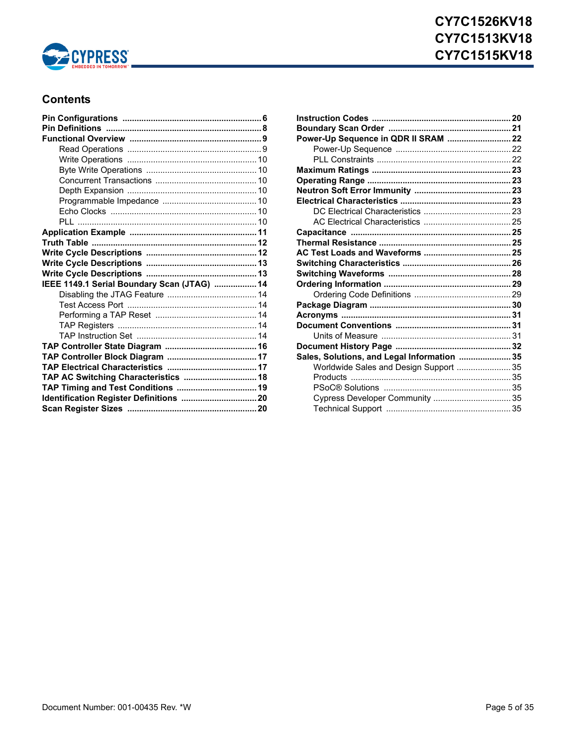## Contents

- **Pin Configurations** ........ 6
- **Pin Definitions** ........ 8
- **Functional Overview** ........ 9
  - Read Operations ........ 9
  - Write Operations ........ 10
  - Byte Write Operations ........ 10
  - Concurrent Transactions ........ 10
  - Depth Expansion ........ 10
  - Programmable Impedance ........ 10
  - Echo Clocks ........ 10
  - PLL ........ 10
- **Application Example** ........ 11
- **Truth Table** ........ 12
- **Write Cycle Descriptions** ........ 12
- **Write Cycle Descriptions** ........ 13
- **Write Cycle Descriptions** ........ 13
- **IEEE 1149.1 Serial Boundary Scan (JTAG)** ........ 14
  - Disabling the JTAG Feature ........ 14
  - Test Access Port ........ 14
  - Performing a TAP Reset ........ 14
  - TAP Registers ........ 14
  - TAP Instruction Set ........ 14
- **TAP Controller State Diagram** ........ 16
- **TAP Controller Block Diagram** ........ 17
- **TAP Electrical Characteristics** ........ 17
- **TAP AC Switching Characteristics** ........ 18
- **TAP Timing and Test Conditions** ........ 19
- **Identification Register Definitions** ........ 20
- **Scan Register Sizes** ........ 20
- **Instruction Codes** ........ 20
- **Boundary Scan Order** ........ 21
- **Power-Up Sequence in QDR II SRAM** ........ 22
  - Power-Up Sequence ........ 22
  - PLL Constraints ........ 22
- **Maximum Ratings** ........ 23
- **Operating Range** ........ 23
- **Neutron Soft Error Immunity** ........ 23
- **Electrical Characteristics** ........ 23
  - DC Electrical Characteristics ........ 23
  - AC Electrical Characteristics ........ 25
- **Capacitance** ........ 25
- **Thermal Resistance** ........ 25
- **AC Test Loads and Waveforms** ........ 25
- **Switching Characteristics** ........ 26
- **Switching Waveforms** ........ 28
- **Ordering Information** ........ 29
  - Ordering Code Definitions ........ 29
- **Package Diagram** ........ 30
- **Acronyms** ........ 31
- **Document Conventions** ........ 31
  - Units of Measure ........ 31
- **Document History Page** ........ 32
- **Sales, Solutions, and Legal Information** ........ 35
  - Worldwide Sales and Design Support ........ 35
  - Products ........ 35
  - PSoC® Solutions ........ 35
  - Cypress Developer Community ........ 35
  - Technical Support ........ 35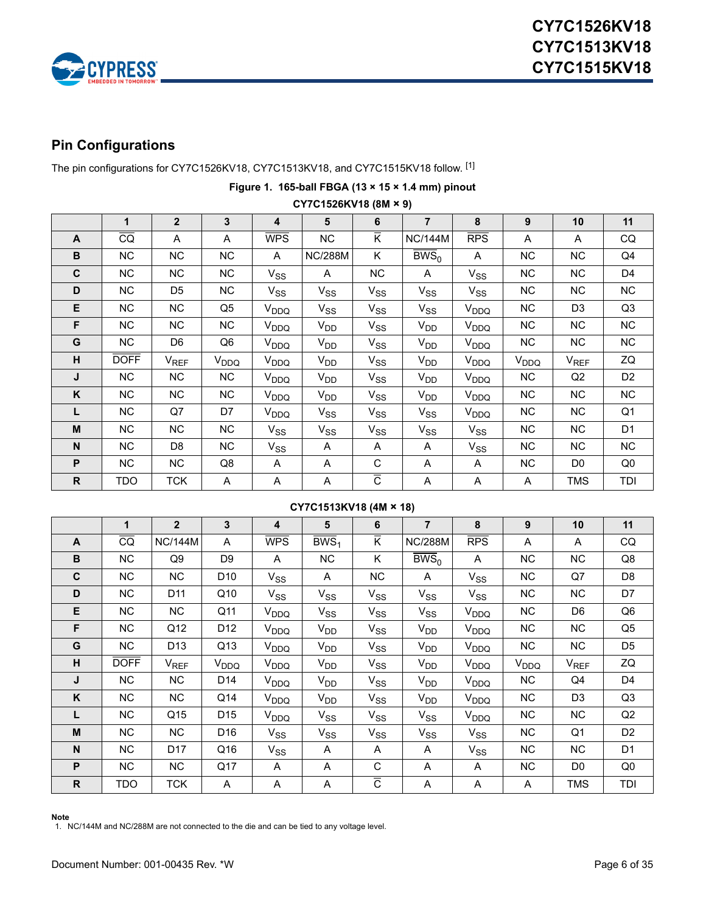## Pin Configurations

The pin configurations for CY7C1526KV18, CY7C1513KV18, and CY7C1515KV18 follow. [1]

**Figure 1. 165-ball FBGA (13 × 15 × 1.4 mm) pinout**

**CY7C1526KV18 (8M × 9)**

| | 1 | 2 | 3 | 4 | 5 | 6 | 7 | 8 | 9 | 10 | 11 |
|---|---|---|---|---|---|---|---|---|---|---|---|
| **A** | $\overline{CQ}$ | A | A | $\overline{WPS}$ | NC | $\overline{K}$ | NC/144M | $\overline{RPS}$ | A | A | CQ |
| **B** | NC | NC | NC | A | NC/288M | K | $\overline{BWS_0}$ | A | NC | NC | Q4 |
| **C** | NC | NC | NC | $V_{SS}$ | A | NC | A | $V_{SS}$ | NC | NC | D4 |
| **D** | NC | D5 | NC | $V_{SS}$ | $V_{SS}$ | $V_{SS}$ | $V_{SS}$ | $V_{SS}$ | NC | NC | NC |
| **E** | NC | NC | Q5 | $V_{DDQ}$ | $V_{SS}$ | $V_{SS}$ | $V_{SS}$ | $V_{DDQ}$ | NC | D3 | Q3 |
| **F** | NC | NC | NC | $V_{DDQ}$ | $V_{DD}$ | $V_{SS}$ | $V_{DD}$ | $V_{DDQ}$ | NC | NC | NC |
| **G** | NC | D6 | Q6 | $V_{DDQ}$ | $V_{DD}$ | $V_{SS}$ | $V_{DD}$ | $V_{DDQ}$ | NC | NC | NC |
| **H** | $\overline{DOFF}$ | $V_{REF}$ | $V_{DDQ}$ | $V_{DDQ}$ | $V_{DD}$ | $V_{SS}$ | $V_{DD}$ | $V_{DDQ}$ | $V_{DDQ}$ | $V_{REF}$ | ZQ |
| **J** | NC | NC | NC | $V_{DDQ}$ | $V_{DD}$ | $V_{SS}$ | $V_{DD}$ | $V_{DDQ}$ | NC | Q2 | D2 |
| **K** | NC | NC | NC | $V_{DDQ}$ | $V_{DD}$ | $V_{SS}$ | $V_{DD}$ | $V_{DDQ}$ | NC | NC | NC |
| **L** | NC | Q7 | D7 | $V_{DDQ}$ | $V_{SS}$ | $V_{SS}$ | $V_{SS}$ | $V_{DDQ}$ | NC | NC | Q1 |
| **M** | NC | NC | NC | $V_{SS}$ | $V_{SS}$ | $V_{SS}$ | $V_{SS}$ | $V_{SS}$ | NC | NC | D1 |
| **N** | NC | D8 | NC | $V_{SS}$ | A | A | A | $V_{SS}$ | NC | NC | NC |
| **P** | NC | NC | Q8 | A | A | C | A | A | NC | D0 | Q0 |
| **R** | TDO | TCK | A | A | A | $\overline{C}$ | A | A | A | TMS | TDI |

**CY7C1513KV18 (4M × 18)**

| | 1 | 2 | 3 | 4 | 5 | 6 | 7 | 8 | 9 | 10 | 11 |
|---|---|---|---|---|---|---|---|---|---|---|---|
| **A** | $\overline{CQ}$ | NC/144M | A | $\overline{WPS}$ | $\overline{BWS_1}$ | $\overline{K}$ | NC/288M | $\overline{RPS}$ | A | A | CQ |
| **B** | NC | Q9 | D9 | A | NC | K | $\overline{BWS_0}$ | A | NC | NC | Q8 |
| **C** | NC | NC | D10 | $V_{SS}$ | A | NC | A | $V_{SS}$ | NC | Q7 | D8 |
| **D** | NC | D11 | Q10 | $V_{SS}$ | $V_{SS}$ | $V_{SS}$ | $V_{SS}$ | $V_{SS}$ | NC | NC | D7 |
| **E** | NC | NC | Q11 | $V_{DDQ}$ | $V_{SS}$ | $V_{SS}$ | $V_{SS}$ | $V_{DDQ}$ | NC | D6 | Q6 |
| **F** | NC | Q12 | D12 | $V_{DDQ}$ | $V_{DD}$ | $V_{SS}$ | $V_{DD}$ | $V_{DDQ}$ | NC | NC | Q5 |
| **G** | NC | D13 | Q13 | $V_{DDQ}$ | $V_{DD}$ | $V_{SS}$ | $V_{DD}$ | $V_{DDQ}$ | NC | NC | D5 |
| **H** | $\overline{DOFF}$ | $V_{REF}$ | $V_{DDQ}$ | $V_{DDQ}$ | $V_{DD}$ | $V_{SS}$ | $V_{DD}$ | $V_{DDQ}$ | $V_{DDQ}$ | $V_{REF}$ | ZQ |
| **J** | NC | NC | D14 | $V_{DDQ}$ | $V_{DD}$ | $V_{SS}$ | $V_{DD}$ | $V_{DDQ}$ | NC | Q4 | D4 |
| **K** | NC | NC | Q14 | $V_{DDQ}$ | $V_{DD}$ | $V_{SS}$ | $V_{DD}$ | $V_{DDQ}$ | NC | D3 | Q3 |
| **L** | NC | Q15 | D15 | $V_{DDQ}$ | $V_{SS}$ | $V_{SS}$ | $V_{SS}$ | $V_{DDQ}$ | NC | NC | Q2 |
| **M** | NC | NC | D16 | $V_{SS}$ | $V_{SS}$ | $V_{SS}$ | $V_{SS}$ | $V_{SS}$ | NC | Q1 | D2 |
| **N** | NC | D17 | Q16 | $V_{SS}$ | A | A | A | $V_{SS}$ | NC | NC | D1 |
| **P** | NC | NC | Q17 | A | A | C | A | A | NC | D0 | Q0 |
| **R** | TDO | TCK | A | A | A | $\overline{C}$ | A | A | A | TMS | TDI |

**Note**
1. NC/144M and NC/288M are not connected to the die and can be tied to any voltage level.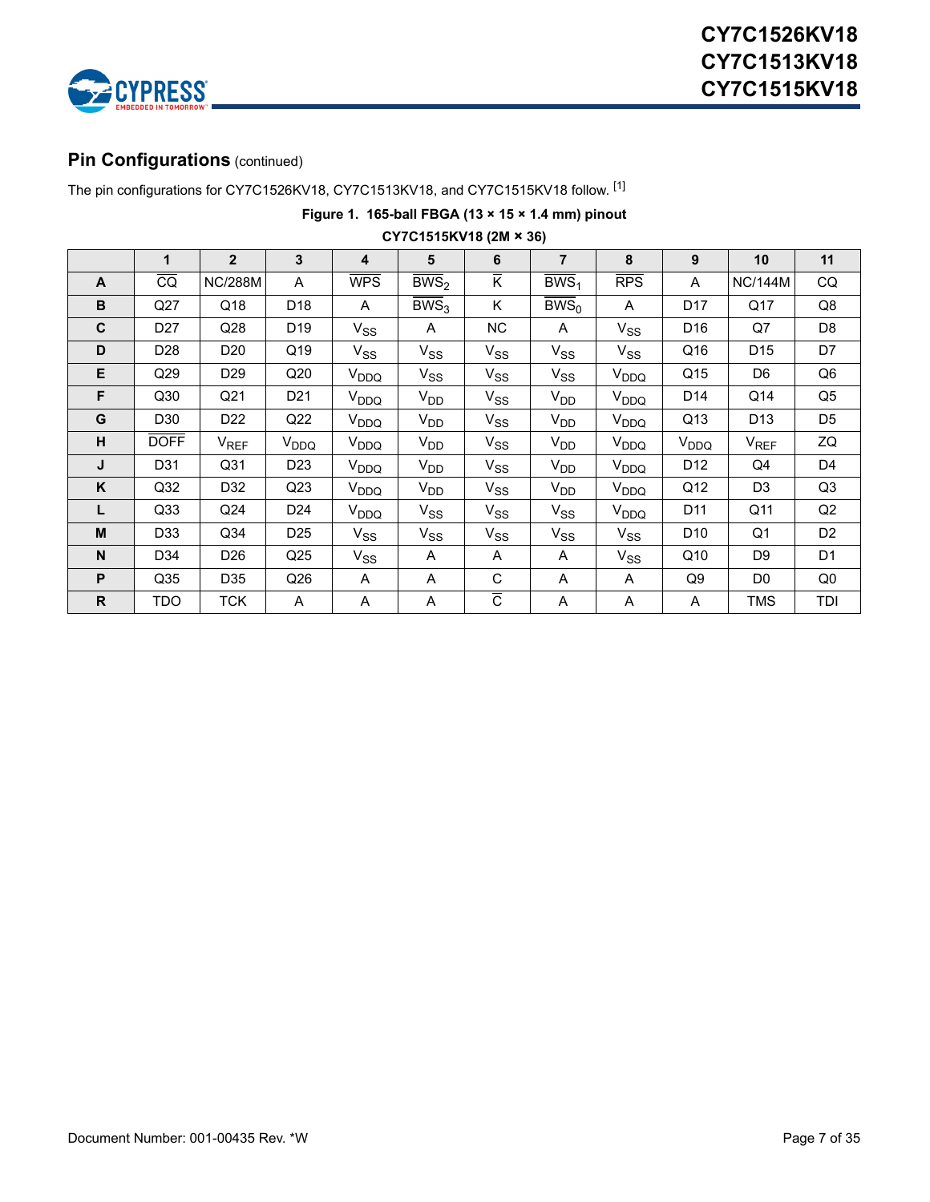## Pin Configurations (continued)

The pin configurations for CY7C1526KV18, CY7C1513KV18, and CY7C1515KV18 follow. [1]

**Figure 1. 165-ball FBGA (13 × 15 × 1.4 mm) pinout**

**CY7C1515KV18 (2M × 36)**

| | 1 | 2 | 3 | 4 | 5 | 6 | 7 | 8 | 9 | 10 | 11 |
|---|---|---|---|---|---|---|---|---|---|---|---|
| **A** | $\overline{CQ}$ | NC/288M | A | $\overline{WPS}$ | $\overline{BWS_2}$ | $\overline{K}$ | $\overline{BWS_1}$ | $\overline{RPS}$ | A | NC/144M | CQ |
| **B** | Q27 | Q18 | D18 | A | $\overline{BWS_3}$ | K | $\overline{BWS_0}$ | A | D17 | Q17 | Q8 |
| **C** | D27 | Q28 | D19 | $V_{SS}$ | A | NC | A | $V_{SS}$ | D16 | Q7 | D8 |
| **D** | D28 | D20 | Q19 | $V_{SS}$ | $V_{SS}$ | $V_{SS}$ | $V_{SS}$ | $V_{SS}$ | Q16 | D15 | D7 |
| **E** | Q29 | D29 | Q20 | $V_{DDQ}$ | $V_{SS}$ | $V_{SS}$ | $V_{SS}$ | $V_{DDQ}$ | Q15 | D6 | Q6 |
| **F** | Q30 | Q21 | D21 | $V_{DDQ}$ | $V_{DD}$ | $V_{SS}$ | $V_{DD}$ | $V_{DDQ}$ | D14 | Q14 | Q5 |
| **G** | D30 | D22 | Q22 | $V_{DDQ}$ | $V_{DD}$ | $V_{SS}$ | $V_{DD}$ | $V_{DDQ}$ | Q13 | D13 | D5 |
| **H** | $\overline{DOFF}$ | $V_{REF}$ | $V_{DDQ}$ | $V_{DDQ}$ | $V_{DD}$ | $V_{SS}$ | $V_{DD}$ | $V_{DDQ}$ | $V_{DDQ}$ | $V_{REF}$ | ZQ |
| **J** | D31 | Q31 | D23 | $V_{DDQ}$ | $V_{DD}$ | $V_{SS}$ | $V_{DD}$ | $V_{DDQ}$ | D12 | Q4 | D4 |
| **K** | Q32 | D32 | Q23 | $V_{DDQ}$ | $V_{DD}$ | $V_{SS}$ | $V_{DD}$ | $V_{DDQ}$ | Q12 | D3 | Q3 |
| **L** | Q33 | Q24 | D24 | $V_{DDQ}$ | $V_{SS}$ | $V_{SS}$ | $V_{SS}$ | $V_{DDQ}$ | D11 | Q11 | Q2 |
| **M** | D33 | Q34 | D25 | $V_{SS}$ | $V_{SS}$ | $V_{SS}$ | $V_{SS}$ | $V_{SS}$ | D10 | Q1 | D2 |
| **N** | D34 | D26 | Q25 | $V_{SS}$ | A | A | A | $V_{SS}$ | Q10 | D9 | D1 |
| **P** | Q35 | D35 | Q26 | A | A | C | A | A | Q9 | D0 | Q0 |
| **R** | TDO | TCK | A | A | A | $\overline{C}$ | A | A | A | TMS | TDI |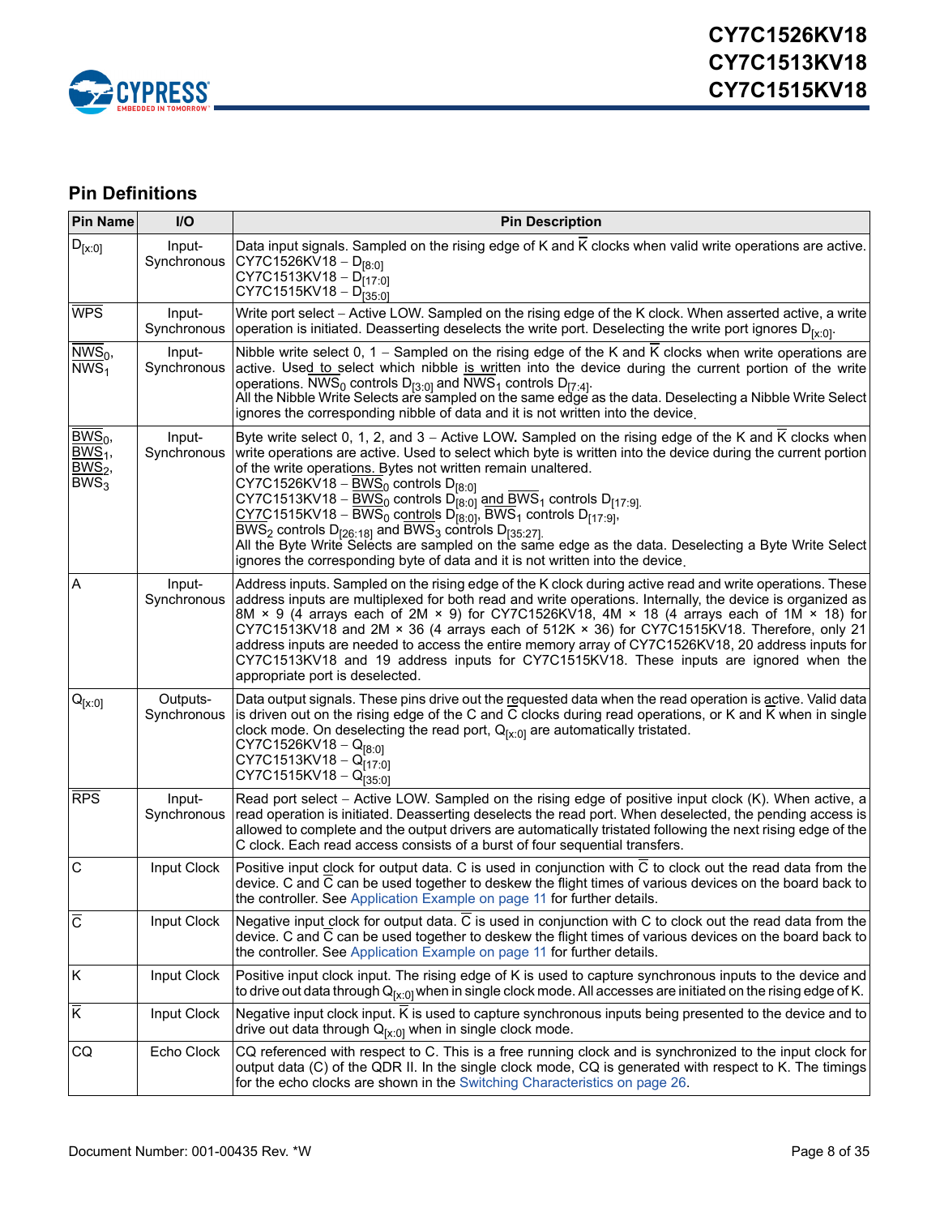## Pin Definitions

| Pin Name | I/O | Pin Description |
|---|---|---|
| $D_{[x:0]}$ | Input-Synchronous | Data input signals. Sampled on the rising edge of K and $\overline{K}$ clocks when valid write operations are active.<br>CY7C1526KV18 – $D_{[8:0]}$<br>CY7C1513KV18 – $D_{[17:0]}$<br>CY7C1515KV18 – $D_{[35:0]}$ |
| $\overline{WPS}$ | Input-Synchronous | Write port select – Active LOW. Sampled on the rising edge of the K clock. When asserted active, a write operation is initiated. Deasserting deselects the write port. Deselecting the write port ignores $D_{[x:0]}$. |
| $\overline{NWS_0}$, $\overline{NWS_1}$ | Input-Synchronous | Nibble write select 0, 1 – Sampled on the rising edge of the K and $\overline{K}$ clocks when write operations are active. Used to select which nibble is written into the device during the current portion of the write operations. $\overline{NWS_0}$ controls $D_{[3:0]}$ and $\overline{NWS_1}$ controls $D_{[7:4]}$.<br>All the Nibble Write Selects are sampled on the same edge as the data. Deselecting a Nibble Write Select ignores the corresponding nibble of data and it is not written into the device. |
| $\overline{BWS_0}$, $\overline{BWS_1}$, $\overline{BWS_2}$, $\overline{BWS_3}$ | Input-Synchronous | Byte write select 0, 1, 2, and 3 – Active LOW. Sampled on the rising edge of the K and $\overline{K}$ clocks when write operations are active. Used to select which byte is written into the device during the current portion of the write operations. Bytes not written remain unaltered.<br>CY7C1526KV18 – $\overline{BWS_0}$ controls $D_{[8:0]}$<br>CY7C1513KV18 – $\overline{BWS_0}$ controls $D_{[8:0]}$ and $\overline{BWS_1}$ controls $D_{[17:9]}$.<br>CY7C1515KV18 – $\overline{BWS_0}$ controls $D_{[8:0]}$, $\overline{BWS_1}$ controls $D_{[17:9]}$, $\overline{BWS_2}$ controls $D_{[26:18]}$ and $\overline{BWS_3}$ controls $D_{[35:27]}$.<br>All the Byte Write Selects are sampled on the same edge as the data. Deselecting a Byte Write Select ignores the corresponding byte of data and it is not written into the device. |
| A | Input-Synchronous | Address inputs. Sampled on the rising edge of the K clock during active read and write operations. These address inputs are multiplexed for both read and write operations. Internally, the device is organized as 8M × 9 (4 arrays each of 2M × 9) for CY7C1526KV18, 4M × 18 (4 arrays each of 1M × 18) for CY7C1513KV18 and 2M × 36 (4 arrays each of 512K × 36) for CY7C1515KV18. Therefore, only 21 address inputs are needed to access the entire memory array of CY7C1526KV18, 20 address inputs for CY7C1513KV18 and 19 address inputs for CY7C1515KV18. These inputs are ignored when the appropriate port is deselected. |
| $Q_{[x:0]}$ | Outputs-Synchronous | Data output signals. These pins drive out the requested data when the read operation is active. Valid data is driven out on the rising edge of the C and $\overline{C}$ clocks during read operations, or K and $\overline{K}$ when in single clock mode. On deselecting the read port, $Q_{[x:0]}$ are automatically tristated.<br>CY7C1526KV18 – $Q_{[8:0]}$<br>CY7C1513KV18 – $Q_{[17:0]}$<br>CY7C1515KV18 – $Q_{[35:0]}$ |
| $\overline{RPS}$ | Input-Synchronous | Read port select – Active LOW. Sampled on the rising edge of positive input clock (K). When active, a read operation is initiated. Deasserting deselects the read port. When deselected, the pending access is allowed to complete and the output drivers are automatically tristated following the next rising edge of the C clock. Each read access consists of a burst of four sequential transfers. |
| C | Input Clock | Positive input clock for output data. C is used in conjunction with $\overline{C}$ to clock out the read data from the device. C and $\overline{C}$ can be used together to deskew the flight times of various devices on the board back to the controller. See Application Example on page 11 for further details. |
| $\overline{C}$ | Input Clock | Negative input clock for output data. $\overline{C}$ is used in conjunction with C to clock out the read data from the device. C and $\overline{C}$ can be used together to deskew the flight times of various devices on the board back to the controller. See Application Example on page 11 for further details. |
| K | Input Clock | Positive input clock input. The rising edge of K is used to capture synchronous inputs to the device and to drive out data through $Q_{[x:0]}$ when in single clock mode. All accesses are initiated on the rising edge of K. |
| $\overline{K}$ | Input Clock | Negative input clock input. $\overline{K}$ is used to capture synchronous inputs being presented to the device and to drive out data through $Q_{[x:0]}$ when in single clock mode. |
| CQ | Echo Clock | CQ referenced with respect to C. This is a free running clock and is synchronized to the input clock for output data (C) of the QDR II. In the single clock mode, CQ is generated with respect to K. The timings for the echo clocks are shown in the Switching Characteristics on page 26. |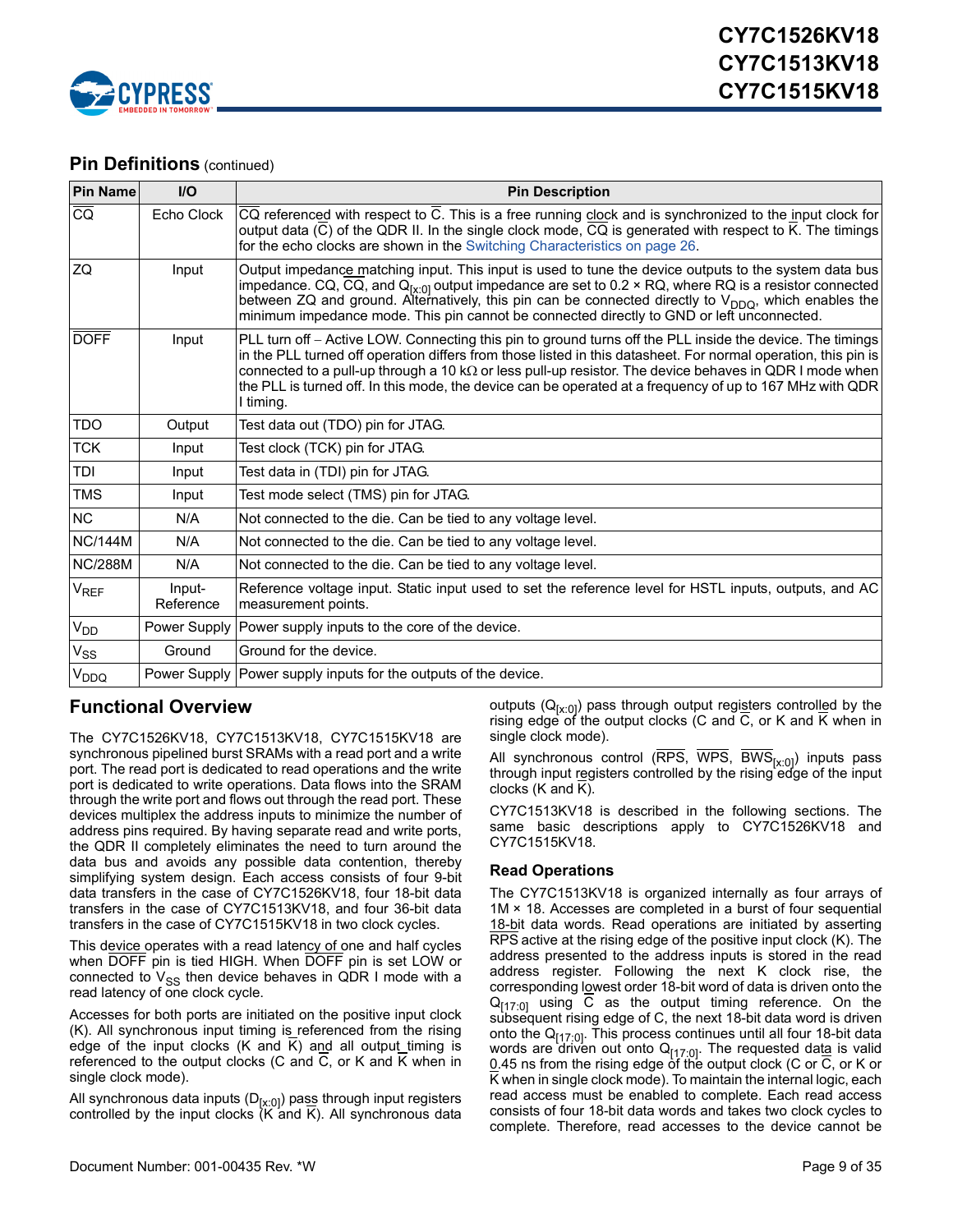## Pin Definitions (continued)

| Pin Name | I/O | Pin Description |
|---|---|---|
| $\overline{CQ}$ | Echo Clock | $\overline{CQ}$ referenced with respect to $\overline{C}$. This is a free running clock and is synchronized to the input clock for output data ($\overline{C}$) of the QDR II. In the single clock mode, $\overline{CQ}$ is generated with respect to $\overline{K}$. The timings for the echo clocks are shown in the Switching Characteristics on page 26. |
| ZQ | Input | Output impedance matching input. This input is used to tune the device outputs to the system data bus impedance. CQ, $\overline{CQ}$, and $Q_{[x:0]}$ output impedance are set to 0.2 × RQ, where RQ is a resistor connected between ZQ and ground. Alternatively, this pin can be connected directly to $V_{DDQ}$, which enables the minimum impedance mode. This pin cannot be connected directly to GND or left unconnected. |
| $\overline{DOFF}$ | Input | PLL turn off – Active LOW. Connecting this pin to ground turns off the PLL inside the device. The timings in the PLL turned off operation differs from those listed in this datasheet. For normal operation, this pin is connected to a pull-up through a 10 kΩ or less pull-up resistor. The device behaves in QDR I mode when the PLL is turned off. In this mode, the device can be operated at a frequency of up to 167 MHz with QDR I timing. |
| TDO | Output | Test data out (TDO) pin for JTAG. |
| TCK | Input | Test clock (TCK) pin for JTAG. |
| TDI | Input | Test data in (TDI) pin for JTAG. |
| TMS | Input | Test mode select (TMS) pin for JTAG. |
| NC | N/A | Not connected to the die. Can be tied to any voltage level. |
| NC/144M | N/A | Not connected to the die. Can be tied to any voltage level. |
| NC/288M | N/A | Not connected to the die. Can be tied to any voltage level. |
| $V_{REF}$ | Input-Reference | Reference voltage input. Static input used to set the reference level for HSTL inputs, outputs, and AC measurement points. |
| $V_{DD}$ | Power Supply | Power supply inputs to the core of the device. |
| $V_{SS}$ | Ground | Ground for the device. |
| $V_{DDQ}$ | Power Supply | Power supply inputs for the outputs of the device. |

## Functional Overview

The CY7C1526KV18, CY7C1513KV18, CY7C1515KV18 are synchronous pipelined burst SRAMs with a read port and a write port. The read port is dedicated to read operations and the write port is dedicated to write operations. Data flows into the SRAM through the write port and flows out through the read port. These devices multiplex the address inputs to minimize the number of address pins required. By having separate read and write ports, the QDR II completely eliminates the need to turn around the data bus and avoids any possible data contention, thereby simplifying system design. Each access consists of four 9-bit data transfers in the case of CY7C1526KV18, four 18-bit data transfers in the case of CY7C1513KV18, and four 36-bit data transfers in the case of CY7C1515KV18 in two clock cycles.

This device operates with a read latency of one and half cycles when $\overline{DOFF}$ pin is tied HIGH. When $\overline{DOFF}$ pin is set LOW or connected to $V_{SS}$ then device behaves in QDR I mode with a read latency of one clock cycle.

Accesses for both ports are initiated on the positive input clock (K). All synchronous input timing is referenced from the rising edge of the input clocks (K and $\overline{K}$) and all output timing is referenced to the output clocks (C and $\overline{C}$, or K and $\overline{K}$ when in single clock mode).

All synchronous data inputs ($D_{[x:0]}$) pass through input registers controlled by the input clocks (K and $\overline{K}$). All synchronous data outputs ($Q_{[x:0]}$) pass through output registers controlled by the rising edge of the output clocks (C and $\overline{C}$, or K and $\overline{K}$ when in single clock mode).

All synchronous control ($\overline{RPS}$, $\overline{WPS}$, $\overline{BWS}_{[x:0]}$) inputs pass through input registers controlled by the rising edge of the input clocks (K and $\overline{K}$).

CY7C1513KV18 is described in the following sections. The same basic descriptions apply to CY7C1526KV18 and CY7C1515KV18.

### Read Operations

The CY7C1513KV18 is organized internally as four arrays of 1M × 18. Accesses are completed in a burst of four sequential 18-bit data words. Read operations are initiated by asserting $\overline{RPS}$ active at the rising edge of the positive input clock (K). The address presented to the address inputs is stored in the read address register. Following the next K clock rise, the corresponding lowest order 18-bit word of data is driven onto the $Q_{[17:0]}$ using $\overline{C}$ as the output timing reference. On the subsequent rising edge of C, the next 18-bit data word is driven onto the $Q_{[17:0]}$. This process continues until all four 18-bit data words are driven out onto $Q_{[17:0]}$. The requested data is valid 0.45 ns from the rising edge of the output clock (C or $\overline{C}$, or K or $\overline{K}$ when in single clock mode). To maintain the internal logic, each read access must be enabled to complete. Each read access consists of four 18-bit data words and takes two clock cycles to complete. Therefore, read accesses to the device cannot be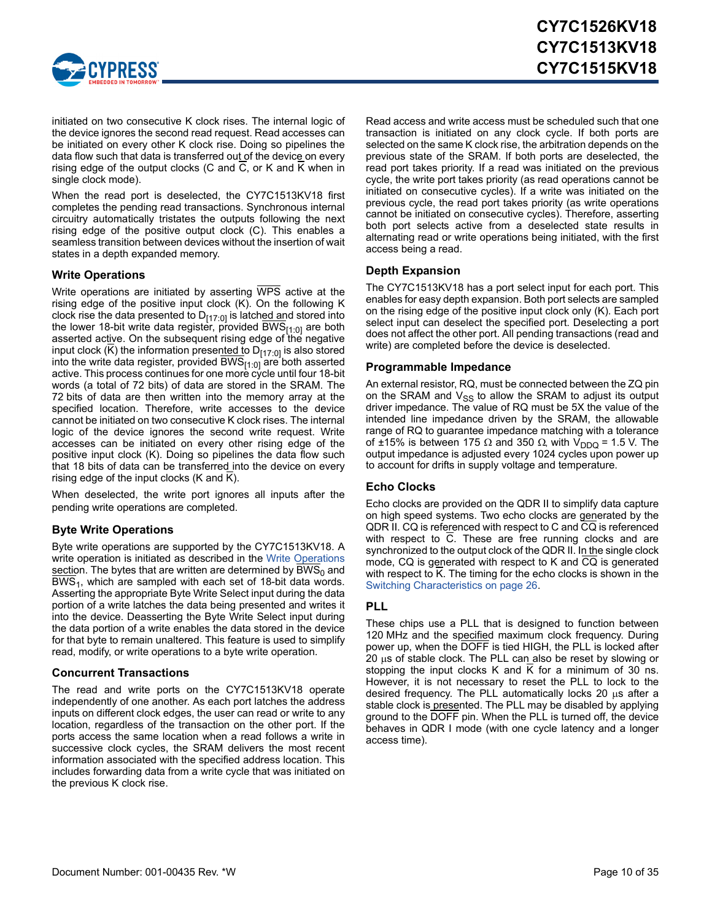initiated on two consecutive K clock rises. The internal logic of the device ignores the second read request. Read accesses can be initiated on every other K clock rise. Doing so pipelines the data flow such that data is transferred out of the device on every rising edge of the output clocks (C and $\overline{C}$, or K and $\overline{K}$ when in single clock mode).

When the read port is deselected, the CY7C1513KV18 first completes the pending read transactions. Synchronous internal circuitry automatically tristates the outputs following the next rising edge of the positive output clock (C). This enables a seamless transition between devices without the insertion of wait states in a depth expanded memory.

### Write Operations

Write operations are initiated by asserting $\overline{WPS}$ active at the rising edge of the positive input clock (K). On the following K clock rise the data presented to $D_{[17:0]}$ is latched and stored into the lower 18-bit write data register, provided $\overline{BWS}_{[1:0]}$ are both asserted active. On the subsequent rising edge of the negative input clock ($\overline{K}$) the information presented to $D_{[17:0]}$ is also stored into the write data register, provided $\overline{BWS}_{[1:0]}$ are both asserted active. This process continues for one more cycle until four 18-bit words (a total of 72 bits) of data are stored in the SRAM. The 72 bits of data are then written into the memory array at the specified location. Therefore, write accesses to the device cannot be initiated on two consecutive K clock rises. The internal logic of the device ignores the second write request. Write accesses can be initiated on every other rising edge of the positive input clock (K). Doing so pipelines the data flow such that 18 bits of data can be transferred into the device on every rising edge of the input clocks (K and $\overline{K}$).

When deselected, the write port ignores all inputs after the pending write operations are completed.

### Byte Write Operations

Byte write operations are supported by the CY7C1513KV18. A write operation is initiated as described in the Write Operations section. The bytes that are written are determined by $\overline{BWS}_0$ and $\overline{BWS}_1$, which are sampled with each set of 18-bit data words. Asserting the appropriate Byte Write Select input during the data portion of a write latches the data being presented and writes it into the device. Deasserting the Byte Write Select input during the data portion of a write enables the data stored in the device for that byte to remain unaltered. This feature is used to simplify read, modify, or write operations to a byte write operation.

### Concurrent Transactions

The read and write ports on the CY7C1513KV18 operate independently of one another. As each port latches the address inputs on different clock edges, the user can read or write to any location, regardless of the transaction on the other port. If the ports access the same location when a read follows a write in successive clock cycles, the SRAM delivers the most recent information associated with the specified address location. This includes forwarding data from a write cycle that was initiated on the previous K clock rise.

Read access and write access must be scheduled such that one transaction is initiated on any clock cycle. If both ports are selected on the same K clock rise, the arbitration depends on the previous state of the SRAM. If both ports are deselected, the read port takes priority. If a read was initiated on the previous cycle, the write port takes priority (as read operations cannot be initiated on consecutive cycles). If a write was initiated on the previous cycle, the read port takes priority (as write operations cannot be initiated on consecutive cycles). Therefore, asserting both port selects active from a deselected state results in alternating read or write operations being initiated, with the first access being a read.

### Depth Expansion

The CY7C1513KV18 has a port select input for each port. This enables for easy depth expansion. Both port selects are sampled on the rising edge of the positive input clock only (K). Each port select input can deselect the specified port. Deselecting a port does not affect the other port. All pending transactions (read and write) are completed before the device is deselected.

### Programmable Impedance

An external resistor, RQ, must be connected between the ZQ pin on the SRAM and $V_{SS}$ to allow the SRAM to adjust its output driver impedance. The value of RQ must be 5X the value of the intended line impedance driven by the SRAM, the allowable range of RQ to guarantee impedance matching with a tolerance of ±15% is between 175 Ω and 350 Ω, with $V_{DDQ}$ = 1.5 V. The output impedance is adjusted every 1024 cycles upon power up to account for drifts in supply voltage and temperature.

### Echo Clocks

Echo clocks are provided on the QDR II to simplify data capture on high speed systems. Two echo clocks are generated by the QDR II. CQ is referenced with respect to C and $\overline{CQ}$ is referenced with respect to $\overline{C}$. These are free running clocks and are synchronized to the output clock of the QDR II. In the single clock mode, CQ is generated with respect to K and $\overline{CQ}$ is generated with respect to $\overline{K}$. The timing for the echo clocks is shown in the Switching Characteristics on page 26.

### PLL

These chips use a PLL that is designed to function between 120 MHz and the specified maximum clock frequency. During power up, when the $\overline{DOFF}$ is tied HIGH, the PLL is locked after 20 μs of stable clock. The PLL can also be reset by slowing or stopping the input clocks K and $\overline{K}$ for a minimum of 30 ns. However, it is not necessary to reset the PLL to lock to the desired frequency. The PLL automatically locks 20 μs after a stable clock is presented. The PLL may be disabled by applying ground to the $\overline{DOFF}$ pin. When the PLL is turned off, the device behaves in QDR I mode (with one cycle latency and a longer access time).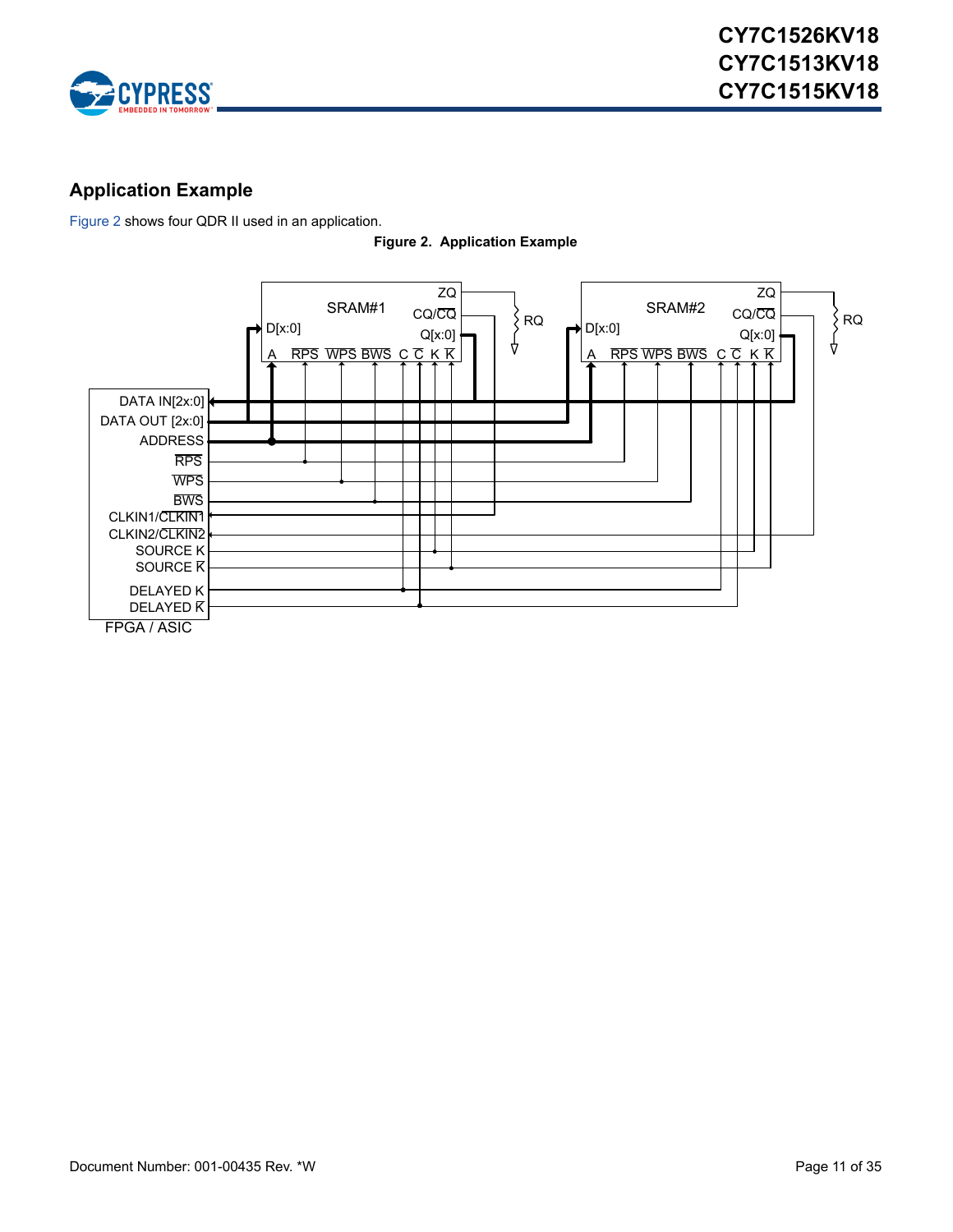## Application Example

Figure 2 shows four QDR II used in an application.

**Figure 2. Application Example**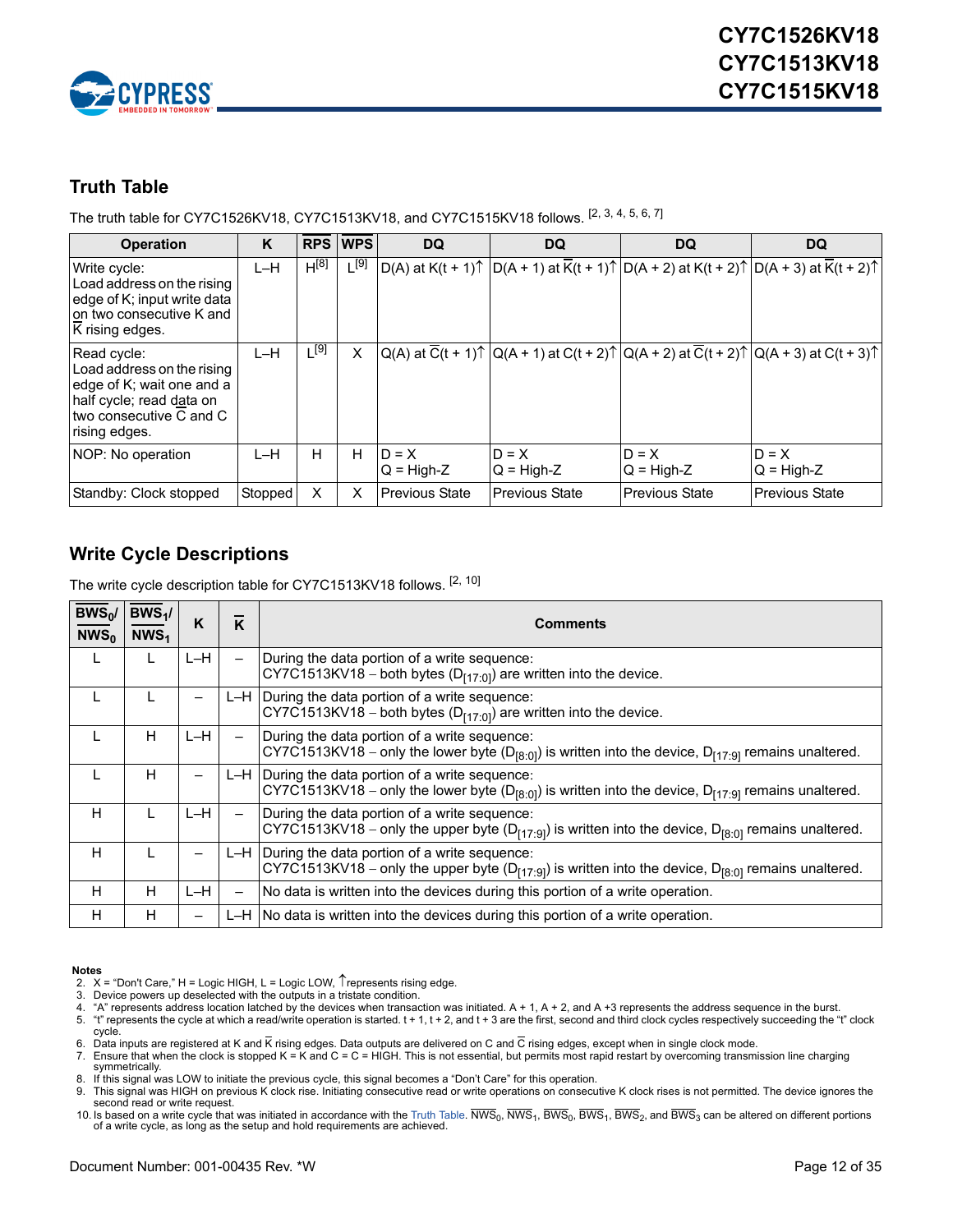## Truth Table

The truth table for CY7C1526KV18, CY7C1513KV18, and CY7C1515KV18 follows. [2, 3, 4, 5, 6, 7]

| Operation | K | $\overline{RPS}$ | $\overline{WPS}$ | DQ | DQ | DQ | DQ |
|---|---|---|---|---|---|---|---|
| Write cycle: Load address on the rising edge of K; input write data on two consecutive K and $\overline{K}$ rising edges. | L–H | H[8] | L[9] | D(A) at K(t + 1)↑ | D(A + 1) at $\overline{K}$(t + 1)↑ | D(A + 2) at K(t + 2)↑ | D(A + 3) at $\overline{K}$(t + 2)↑ |
| Read cycle: Load address on the rising edge of K; wait one and a half cycle; read data on two consecutive $\overline{C}$ and C rising edges. | L–H | L[9] | X | Q(A) at $\overline{C}$(t + 1)↑ | Q(A + 1) at C(t + 2)↑ | Q(A + 2) at $\overline{C}$(t + 2)↑ | Q(A + 3) at C(t + 3)↑ |
| NOP: No operation | L–H | H | H | D = X<br>Q = High-Z | D = X<br>Q = High-Z | D = X<br>Q = High-Z | D = X<br>Q = High-Z |
| Standby: Clock stopped | Stopped | X | X | Previous State | Previous State | Previous State | Previous State |

## Write Cycle Descriptions

The write cycle description table for CY7C1513KV18 follows. [2, 10]

| $\overline{BWS_0}$/ $\overline{NWS_0}$ | $\overline{BWS_1}$/ $\overline{NWS_1}$ | K | $\overline{K}$ | Comments |
|---|---|---|---|---|
| L | L | L–H | – | During the data portion of a write sequence:<br>CY7C1513KV18 – both bytes ($D_{[17:0]}$) are written into the device. |
| L | L | – | L–H | During the data portion of a write sequence:<br>CY7C1513KV18 – both bytes ($D_{[17:0]}$) are written into the device. |
| L | H | L–H | – | During the data portion of a write sequence:<br>CY7C1513KV18 – only the lower byte ($D_{[8:0]}$) is written into the device, $D_{[17:9]}$ remains unaltered. |
| L | H | – | L–H | During the data portion of a write sequence:<br>CY7C1513KV18 – only the lower byte ($D_{[8:0]}$) is written into the device, $D_{[17:9]}$ remains unaltered. |
| H | L | L–H | – | During the data portion of a write sequence:<br>CY7C1513KV18 – only the upper byte ($D_{[17:9]}$) is written into the device, $D_{[8:0]}$ remains unaltered. |
| H | L | – | L–H | During the data portion of a write sequence:<br>CY7C1513KV18 – only the upper byte ($D_{[17:9]}$) is written into the device, $D_{[8:0]}$ remains unaltered. |
| H | H | L–H | – | No data is written into the devices during this portion of a write operation. |
| H | H | – | L–H | No data is written into the devices during this portion of a write operation. |

**Notes**

2. X = "Don't Care," H = Logic HIGH, L = Logic LOW, ↑represents rising edge.
3. Device powers up deselected with the outputs in a tristate condition.
4. "A" represents address location latched by the devices when transaction was initiated. A + 1, A + 2, and A +3 represents the address sequence in the burst.
5. "t" represents the cycle at which a read/write operation is started. t + 1, t + 2, and t + 3 are the first, second and third clock cycles respectively succeeding the "t" clock cycle.
6. Data inputs are registered at K and $\overline{K}$ rising edges. Data outputs are delivered on C and $\overline{C}$ rising edges, except when in single clock mode.
7. Ensure that when the clock is stopped K = $\overline{K}$ and C = $\overline{C}$ = HIGH. This is not essential, but permits most rapid restart by overcoming transmission line charging symmetrically.
8. If this signal was LOW to initiate the previous cycle, this signal becomes a "Don't Care" for this operation.
9. This signal was HIGH on previous K clock rise. Initiating consecutive read or write operations on consecutive K clock rises is not permitted. The device ignores the second read or write request.
10. Is based on a write cycle that was initiated in accordance with the Truth Table. $\overline{NWS_0}$, $\overline{NWS_1}$, $\overline{BWS_0}$, $\overline{BWS_1}$, $\overline{BWS_2}$, and $\overline{BWS_3}$ can be altered on different portions of a write cycle, as long as the setup and hold requirements are achieved.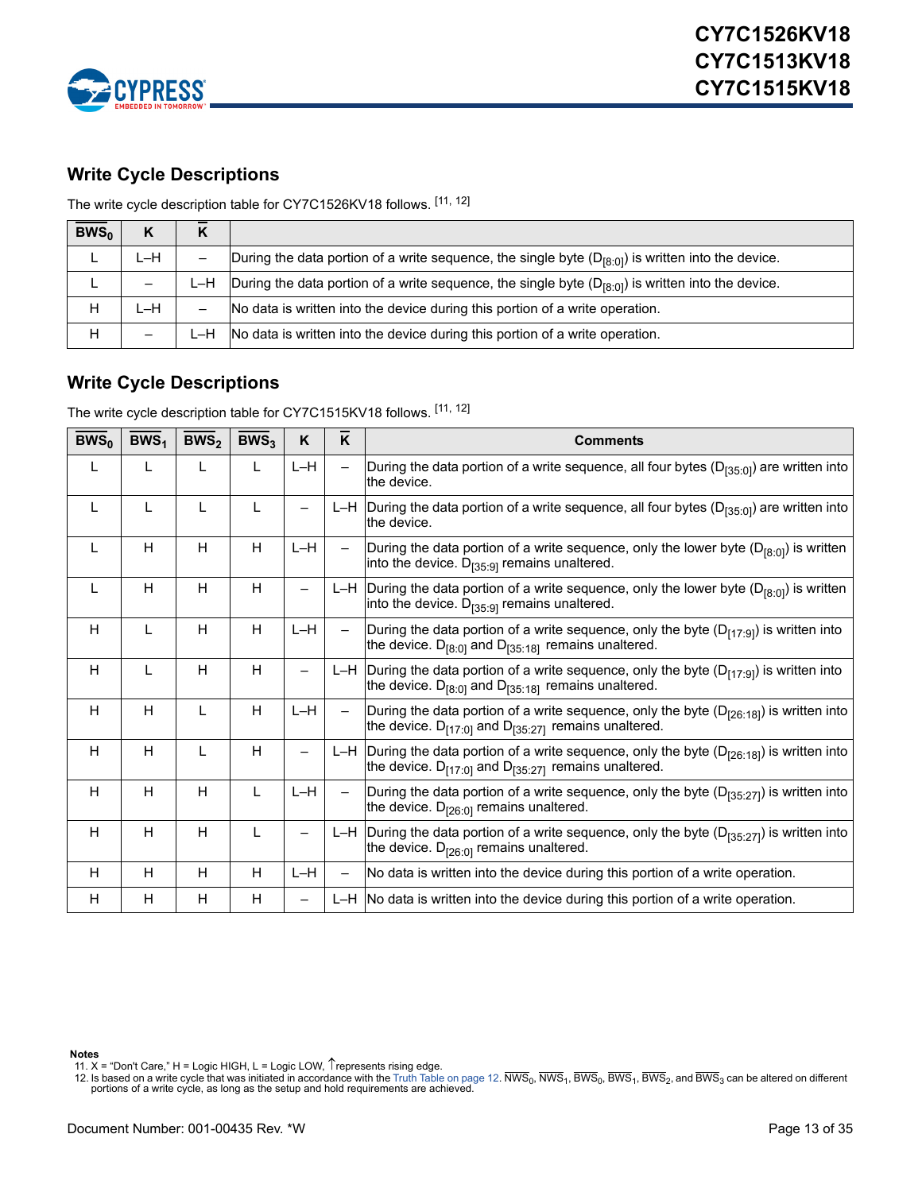## Write Cycle Descriptions

The write cycle description table for CY7C1526KV18 follows. [11, 12]

| $\overline{BWS_0}$ | K | $\overline{K}$ | |
|---|---|---|---|
| L | L–H | – | During the data portion of a write sequence, the single byte ($D_{[8:0]}$) is written into the device. |
| L | – | L–H | During the data portion of a write sequence, the single byte ($D_{[8:0]}$) is written into the device. |
| H | L–H | – | No data is written into the device during this portion of a write operation. |
| H | – | L–H | No data is written into the device during this portion of a write operation. |

## Write Cycle Descriptions

The write cycle description table for CY7C1515KV18 follows. [11, 12]

| $\overline{BWS_0}$ | $\overline{BWS_1}$ | $\overline{BWS_2}$ | $\overline{BWS_3}$ | K | $\overline{K}$ | Comments |
|---|---|---|---|---|---|---|
| L | L | L | L | L–H | – | During the data portion of a write sequence, all four bytes ($D_{[35:0]}$) are written into the device. |
| L | L | L | L | – | L–H | During the data portion of a write sequence, all four bytes ($D_{[35:0]}$) are written into the device. |
| L | H | H | H | L–H | – | During the data portion of a write sequence, only the lower byte ($D_{[8:0]}$) is written into the device. $D_{[35:9]}$ remains unaltered. |
| L | H | H | H | – | L–H | During the data portion of a write sequence, only the lower byte ($D_{[8:0]}$) is written into the device. $D_{[35:9]}$ remains unaltered. |
| H | L | H | H | L–H | – | During the data portion of a write sequence, only the byte ($D_{[17:9]}$) is written into the device. $D_{[8:0]}$ and $D_{[35:18]}$ remains unaltered. |
| H | L | H | H | – | L–H | During the data portion of a write sequence, only the byte ($D_{[17:9]}$) is written into the device. $D_{[8:0]}$ and $D_{[35:18]}$ remains unaltered. |
| H | H | L | H | L–H | – | During the data portion of a write sequence, only the byte ($D_{[26:18]}$) is written into the device. $D_{[17:0]}$ and $D_{[35:27]}$ remains unaltered. |
| H | H | L | H | – | L–H | During the data portion of a write sequence, only the byte ($D_{[26:18]}$) is written into the device. $D_{[17:0]}$ and $D_{[35:27]}$ remains unaltered. |
| H | H | H | L | L–H | – | During the data portion of a write sequence, only the byte ($D_{[35:27]}$) is written into the device. $D_{[26:0]}$ remains unaltered. |
| H | H | H | L | – | L–H | During the data portion of a write sequence, only the byte ($D_{[35:27]}$) is written into the device. $D_{[26:0]}$ remains unaltered. |
| H | H | H | H | L–H | – | No data is written into the device during this portion of a write operation. |
| H | H | H | H | – | L–H | No data is written into the device during this portion of a write operation. |

**Notes**

11. X = "Don't Care," H = Logic HIGH, L = Logic LOW, ↑ represents rising edge.
12. Is based on a write cycle that was initiated in accordance with the Truth Table on page 12. $\overline{NWS_0}$, $\overline{NWS_1}$, $\overline{BWS_0}$, $\overline{BWS_1}$, $\overline{BWS_2}$, and $\overline{BWS_3}$ can be altered on different portions of a write cycle, as long as the setup and hold requirements are achieved.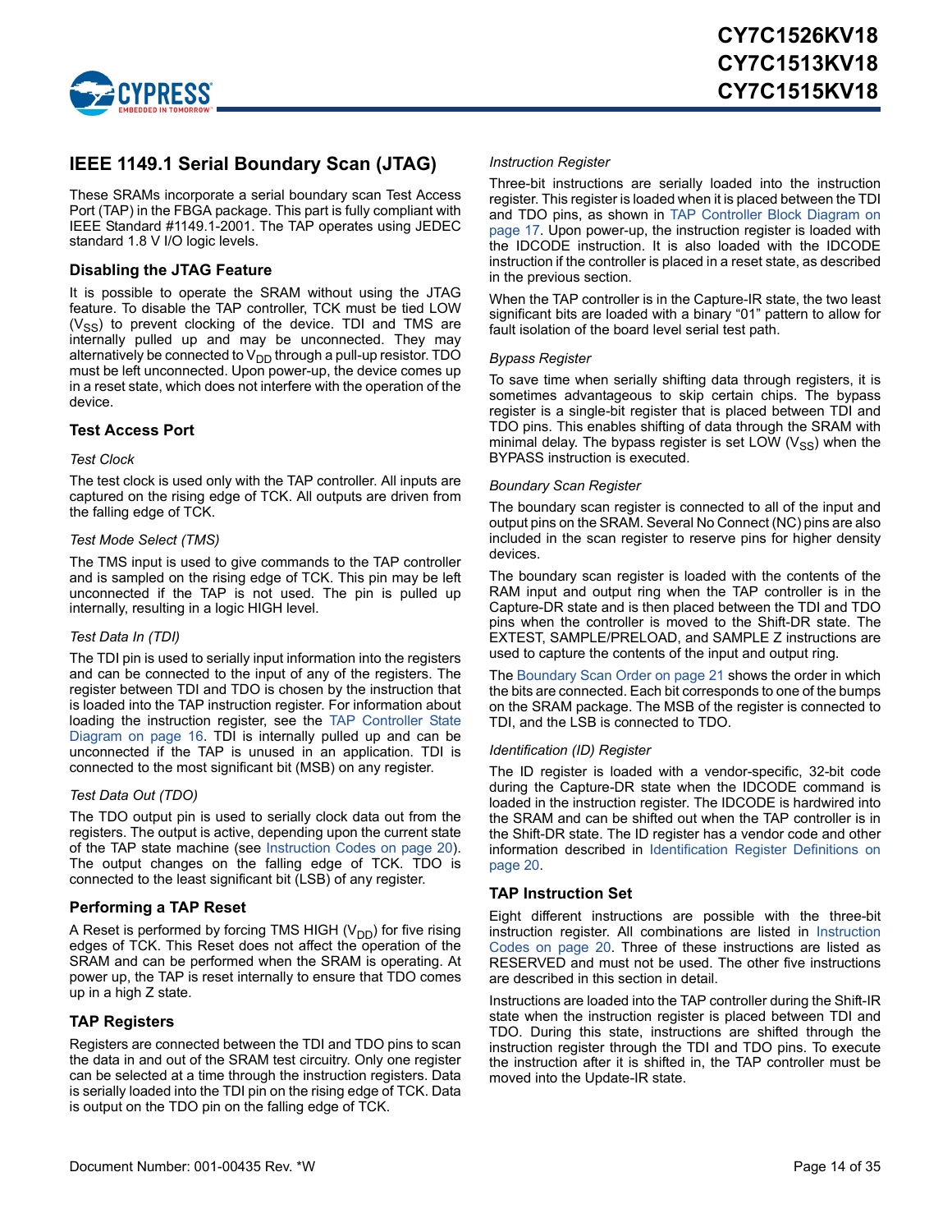## IEEE 1149.1 Serial Boundary Scan (JTAG)

These SRAMs incorporate a serial boundary scan Test Access Port (TAP) in the FBGA package. This part is fully compliant with IEEE Standard #1149.1-2001. The TAP operates using JEDEC standard 1.8 V I/O logic levels.

### Disabling the JTAG Feature

It is possible to operate the SRAM without using the JTAG feature. To disable the TAP controller, TCK must be tied LOW ($V_{SS}$) to prevent clocking of the device. TDI and TMS are internally pulled up and may be unconnected. They may alternatively be connected to $V_{DD}$ through a pull-up resistor. TDO must be left unconnected. Upon power-up, the device comes up in a reset state, which does not interfere with the operation of the device.

### Test Access Port

*Test Clock*

The test clock is used only with the TAP controller. All inputs are captured on the rising edge of TCK. All outputs are driven from the falling edge of TCK.

*Test Mode Select (TMS)*

The TMS input is used to give commands to the TAP controller and is sampled on the rising edge of TCK. This pin may be left unconnected if the TAP is not used. The pin is pulled up internally, resulting in a logic HIGH level.

*Test Data In (TDI)*

The TDI pin is used to serially input information into the registers and can be connected to the input of any of the registers. The register between TDI and TDO is chosen by the instruction that is loaded into the TAP instruction register. For information about loading the instruction register, see the TAP Controller State Diagram on page 16. TDI is internally pulled up and can be unconnected if the TAP is unused in an application. TDI is connected to the most significant bit (MSB) on any register.

*Test Data Out (TDO)*

The TDO output pin is used to serially clock data out from the registers. The output is active, depending upon the current state of the TAP state machine (see Instruction Codes on page 20). The output changes on the falling edge of TCK. TDO is connected to the least significant bit (LSB) of any register.

### Performing a TAP Reset

A Reset is performed by forcing TMS HIGH ($V_{DD}$) for five rising edges of TCK. This Reset does not affect the operation of the SRAM and can be performed when the SRAM is operating. At power up, the TAP is reset internally to ensure that TDO comes up in a high Z state.

### TAP Registers

Registers are connected between the TDI and TDO pins to scan the data in and out of the SRAM test circuitry. Only one register can be selected at a time through the instruction registers. Data is serially loaded into the TDI pin on the rising edge of TCK. Data is output on the TDO pin on the falling edge of TCK.

*Instruction Register*

Three-bit instructions are serially loaded into the instruction register. This register is loaded when it is placed between the TDI and TDO pins, as shown in TAP Controller Block Diagram on page 17. Upon power-up, the instruction register is loaded with the IDCODE instruction. It is also loaded with the IDCODE instruction if the controller is placed in a reset state, as described in the previous section.

When the TAP controller is in the Capture-IR state, the two least significant bits are loaded with a binary "01" pattern to allow for fault isolation of the board level serial test path.

*Bypass Register*

To save time when serially shifting data through registers, it is sometimes advantageous to skip certain chips. The bypass register is a single-bit register that is placed between TDI and TDO pins. This enables shifting of data through the SRAM with minimal delay. The bypass register is set LOW ($V_{SS}$) when the BYPASS instruction is executed.

*Boundary Scan Register*

The boundary scan register is connected to all of the input and output pins on the SRAM. Several No Connect (NC) pins are also included in the scan register to reserve pins for higher density devices.

The boundary scan register is loaded with the contents of the RAM input and output ring when the TAP controller is in the Capture-DR state and is then placed between the TDI and TDO pins when the controller is moved to the Shift-DR state. The EXTEST, SAMPLE/PRELOAD, and SAMPLE Z instructions are used to capture the contents of the input and output ring.

The Boundary Scan Order on page 21 shows the order in which the bits are connected. Each bit corresponds to one of the bumps on the SRAM package. The MSB of the register is connected to TDI, and the LSB is connected to TDO.

*Identification (ID) Register*

The ID register is loaded with a vendor-specific, 32-bit code during the Capture-DR state when the IDCODE command is loaded in the instruction register. The IDCODE is hardwired into the SRAM and can be shifted out when the TAP controller is in the Shift-DR state. The ID register has a vendor code and other information described in Identification Register Definitions on page 20.

### TAP Instruction Set

Eight different instructions are possible with the three-bit instruction register. All combinations are listed in Instruction Codes on page 20. Three of these instructions are listed as RESERVED and must not be used. The other five instructions are described in this section in detail.

Instructions are loaded into the TAP controller during the Shift-IR state when the instruction register is placed between TDI and TDO. During this state, instructions are shifted through the instruction register through the TDI and TDO pins. To execute the instruction after it is shifted in, the TAP controller must be moved into the Update-IR state.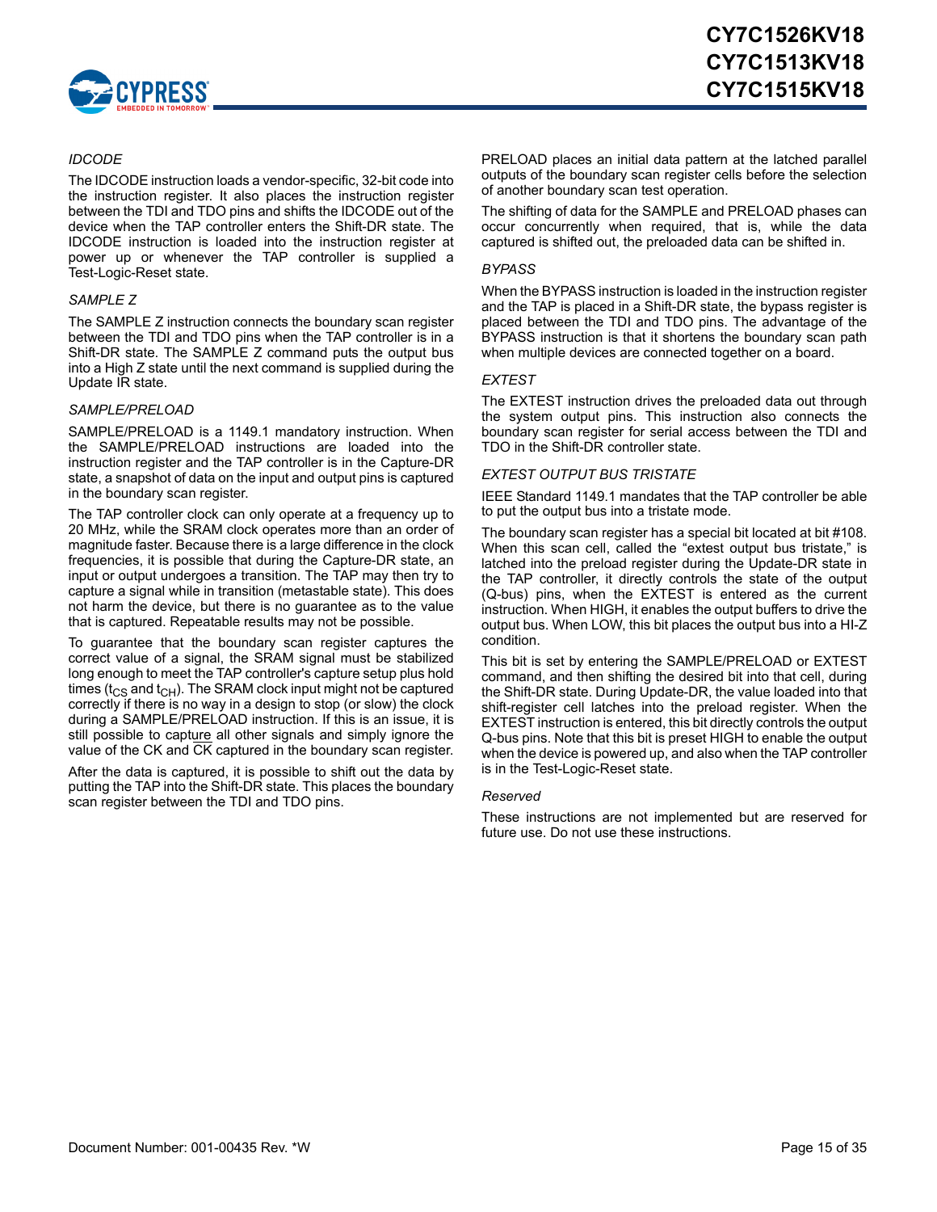*IDCODE*

The IDCODE instruction loads a vendor-specific, 32-bit code into the instruction register. It also places the instruction register between the TDI and TDO pins and shifts the IDCODE out of the device when the TAP controller enters the Shift-DR state. The IDCODE instruction is loaded into the instruction register at power up or whenever the TAP controller is supplied a Test-Logic-Reset state.

*SAMPLE Z*

The SAMPLE Z instruction connects the boundary scan register between the TDI and TDO pins when the TAP controller is in a Shift-DR state. The SAMPLE Z command puts the output bus into a High Z state until the next command is supplied during the Update IR state.

*SAMPLE/PRELOAD*

SAMPLE/PRELOAD is a 1149.1 mandatory instruction. When the SAMPLE/PRELOAD instructions are loaded into the instruction register and the TAP controller is in the Capture-DR state, a snapshot of data on the input and output pins is captured in the boundary scan register.

The TAP controller clock can only operate at a frequency up to 20 MHz, while the SRAM clock operates more than an order of magnitude faster. Because there is a large difference in the clock frequencies, it is possible that during the Capture-DR state, an input or output undergoes a transition. The TAP may then try to capture a signal while in transition (metastable state). This does not harm the device, but there is no guarantee as to the value that is captured. Repeatable results may not be possible.

To guarantee that the boundary scan register captures the correct value of a signal, the SRAM signal must be stabilized long enough to meet the TAP controller's capture setup plus hold times ($t_{CS}$ and $t_{CH}$). The SRAM clock input might not be captured correctly if there is no way in a design to stop (or slow) the clock during a SAMPLE/PRELOAD instruction. If this is an issue, it is still possible to capture all other signals and simply ignore the value of the CK and $\overline{CK}$ captured in the boundary scan register.

After the data is captured, it is possible to shift out the data by putting the TAP into the Shift-DR state. This places the boundary scan register between the TDI and TDO pins.

PRELOAD places an initial data pattern at the latched parallel outputs of the boundary scan register cells before the selection of another boundary scan test operation.

The shifting of data for the SAMPLE and PRELOAD phases can occur concurrently when required, that is, while the data captured is shifted out, the preloaded data can be shifted in.

*BYPASS*

When the BYPASS instruction is loaded in the instruction register and the TAP is placed in a Shift-DR state, the bypass register is placed between the TDI and TDO pins. The advantage of the BYPASS instruction is that it shortens the boundary scan path when multiple devices are connected together on a board.

*EXTEST*

The EXTEST instruction drives the preloaded data out through the system output pins. This instruction also connects the boundary scan register for serial access between the TDI and TDO in the Shift-DR controller state.

*EXTEST OUTPUT BUS TRISTATE*

IEEE Standard 1149.1 mandates that the TAP controller be able to put the output bus into a tristate mode.

The boundary scan register has a special bit located at bit #108. When this scan cell, called the “extest output bus tristate,” is latched into the preload register during the Update-DR state in the TAP controller, it directly controls the state of the output (Q-bus) pins, when the EXTEST is entered as the current instruction. When HIGH, it enables the output buffers to drive the output bus. When LOW, this bit places the output bus into a HI-Z condition.

This bit is set by entering the SAMPLE/PRELOAD or EXTEST command, and then shifting the desired bit into that cell, during the Shift-DR state. During Update-DR, the value loaded into that shift-register cell latches into the preload register. When the EXTEST instruction is entered, this bit directly controls the output Q-bus pins. Note that this bit is preset HIGH to enable the output when the device is powered up, and also when the TAP controller is in the Test-Logic-Reset state.

*Reserved*

These instructions are not implemented but are reserved for future use. Do not use these instructions.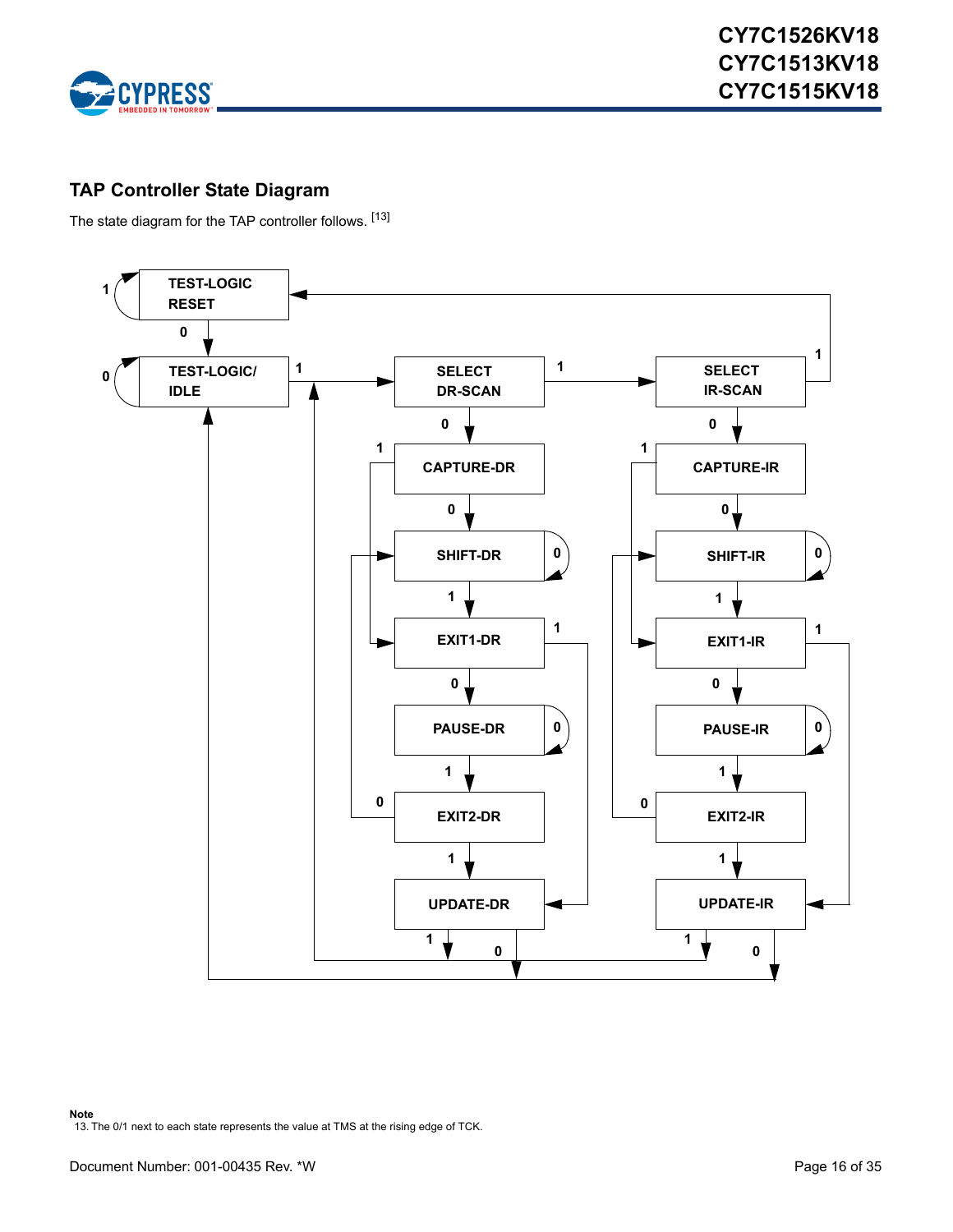## TAP Controller State Diagram

The state diagram for the TAP controller follows. [13]

TEST-LOGIC RESET

TEST-LOGIC/ IDLE

SELECT DR-SCAN

SELECT IR-SCAN

CAPTURE-DR

CAPTURE-IR

SHIFT-DR

SHIFT-IR

EXIT1-DR

EXIT1-IR

PAUSE-DR

PAUSE-IR

EXIT2-DR

EXIT2-IR

UPDATE-DR

UPDATE-IR

**Note**

13. The 0/1 next to each state represents the value at TMS at the rising edge of TCK.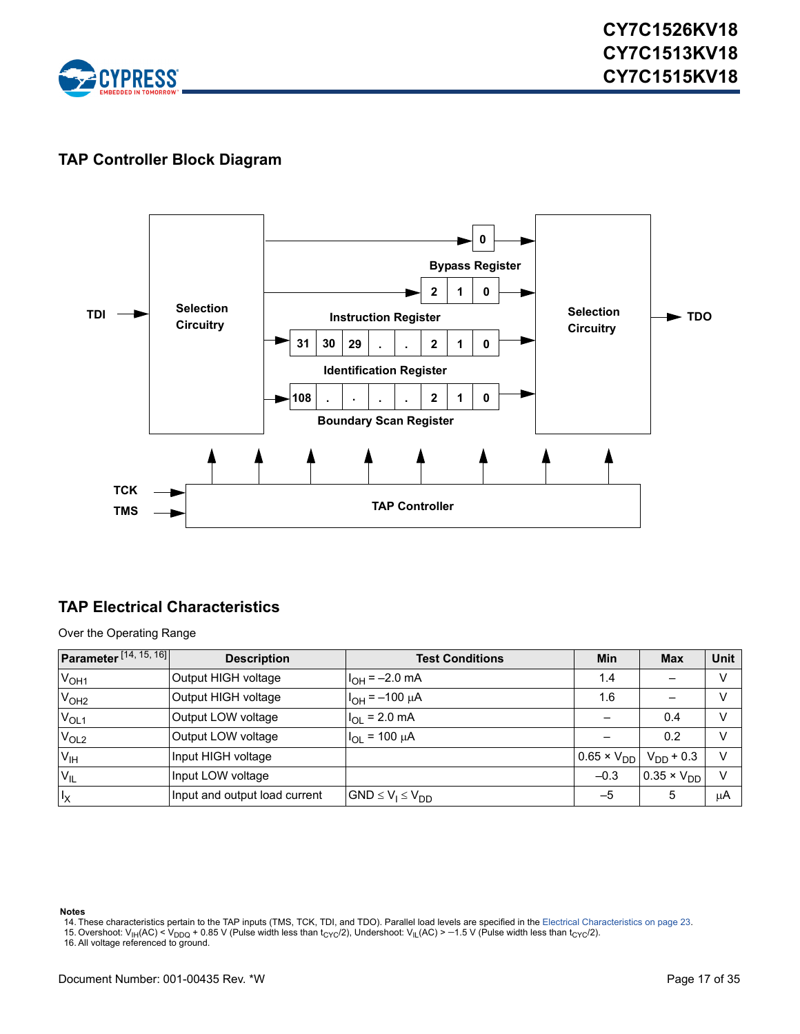## TAP Controller Block Diagram

TDI → Selection Circuitry → Bypass Register (0) / Instruction Register (2 1 0) / Identification Register (31 30 29 . . 2 1 0) / Boundary Scan Register (108 . . . . 2 1 0) → Selection Circuitry → TDO

TCK, TMS → TAP Controller

## TAP Electrical Characteristics

Over the Operating Range

| Parameter [14, 15, 16] | Description | Test Conditions | Min | Max | Unit |
|---|---|---|---|---|---|
| $V_{OH1}$ | Output HIGH voltage | $I_{OH} = -2.0$ mA | 1.4 | – | V |
| $V_{OH2}$ | Output HIGH voltage | $I_{OH} = -100$ µA | 1.6 | – | V |
| $V_{OL1}$ | Output LOW voltage | $I_{OL} = 2.0$ mA | – | 0.4 | V |
| $V_{OL2}$ | Output LOW voltage | $I_{OL} = 100$ µA | – | 0.2 | V |
| $V_{IH}$ | Input HIGH voltage | | $0.65 \times V_{DD}$ | $V_{DD} + 0.3$ | V |
| $V_{IL}$ | Input LOW voltage | | –0.3 | $0.35 \times V_{DD}$ | V |
| $I_X$ | Input and output load current | $GND \le V_I \le V_{DD}$ | –5 | 5 | µA |

**Notes**

14. These characteristics pertain to the TAP inputs (TMS, TCK, TDI, and TDO). Parallel load levels are specified in the Electrical Characteristics on page 23.
15. Overshoot: $V_{IH}(AC) < V_{DDQ} + 0.85$ V (Pulse width less than $t_{CYC}/2$), Undershoot: $V_{IL}(AC) > -1.5$ V (Pulse width less than $t_{CYC}/2$).
16. All voltage referenced to ground.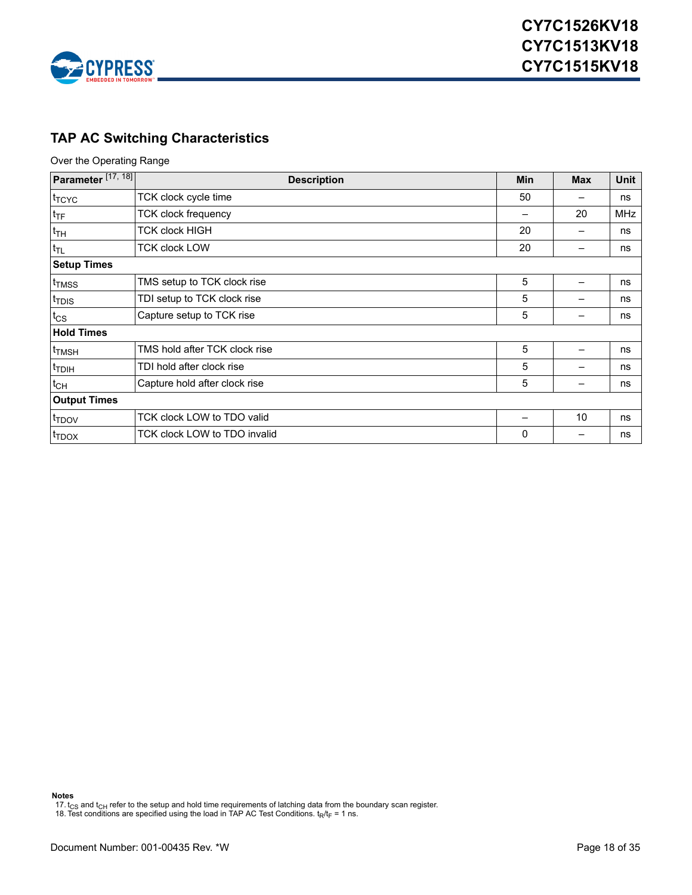## TAP AC Switching Characteristics

Over the Operating Range

| Parameter [17, 18] | Description | Min | Max | Unit |
|---|---|---|---|---|
| $t_{TCYC}$ | TCK clock cycle time | 50 | – | ns |
| $t_{TF}$ | TCK clock frequency | – | 20 | MHz |
| $t_{TH}$ | TCK clock HIGH | 20 | – | ns |
| $t_{TL}$ | TCK clock LOW | 20 | – | ns |
| **Setup Times** | | | | |
| $t_{TMSS}$ | TMS setup to TCK clock rise | 5 | – | ns |
| $t_{TDIS}$ | TDI setup to TCK clock rise | 5 | – | ns |
| $t_{CS}$ | Capture setup to TCK rise | 5 | – | ns |
| **Hold Times** | | | | |
| $t_{TMSH}$ | TMS hold after TCK clock rise | 5 | – | ns |
| $t_{TDIH}$ | TDI hold after clock rise | 5 | – | ns |
| $t_{CH}$ | Capture hold after clock rise | 5 | – | ns |
| **Output Times** | | | | |
| $t_{TDOV}$ | TCK clock LOW to TDO valid | – | 10 | ns |
| $t_{TDOX}$ | TCK clock LOW to TDO invalid | 0 | – | ns |

**Notes**

17. $t_{CS}$ and $t_{CH}$ refer to the setup and hold time requirements of latching data from the boundary scan register.
18. Test conditions are specified using the load in TAP AC Test Conditions. $t_R/t_F$ = 1 ns.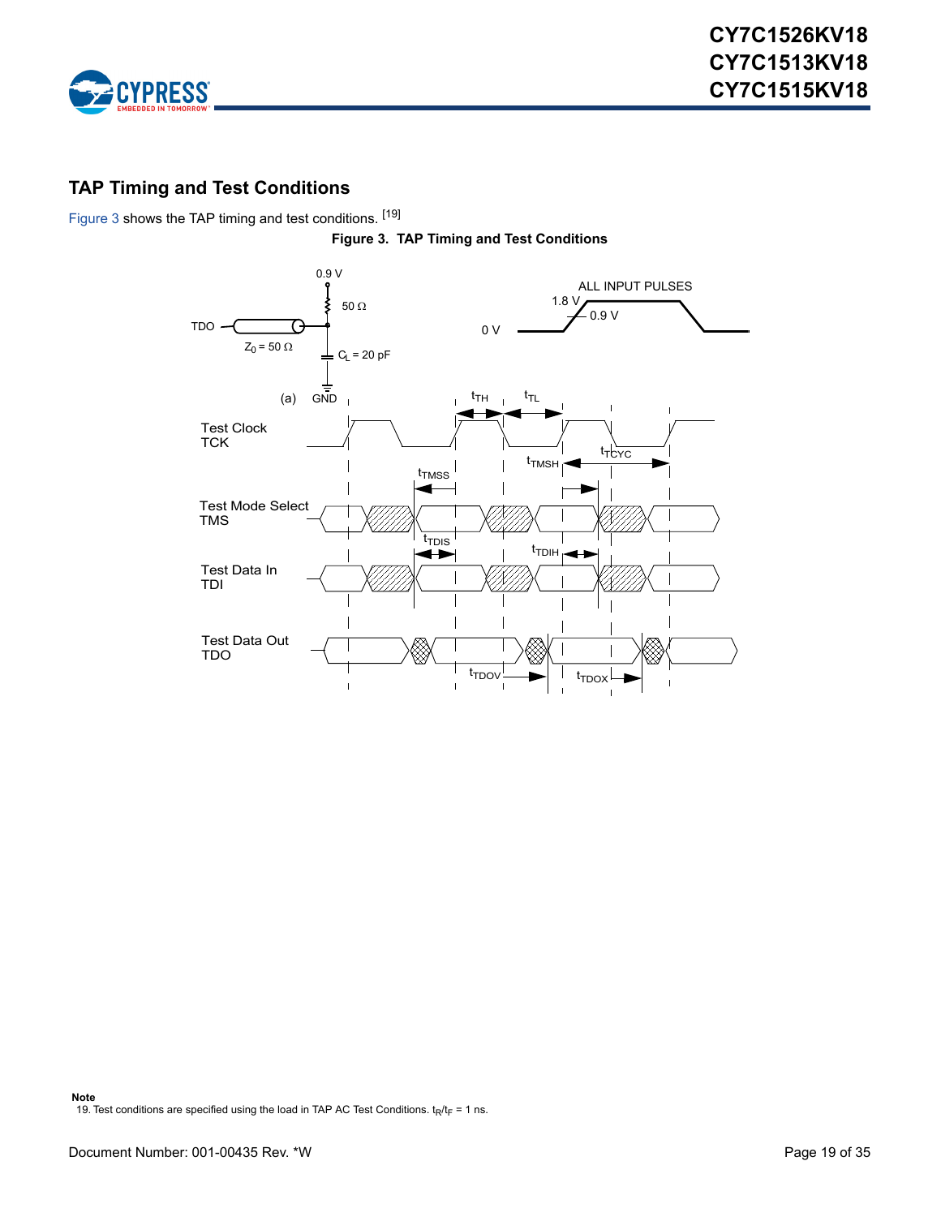## TAP Timing and Test Conditions

Figure 3 shows the TAP timing and test conditions. [19]

**Figure 3. TAP Timing and Test Conditions**

Note
19. Test conditions are specified using the load in TAP AC Test Conditions. $t_R/t_F$ = 1 ns.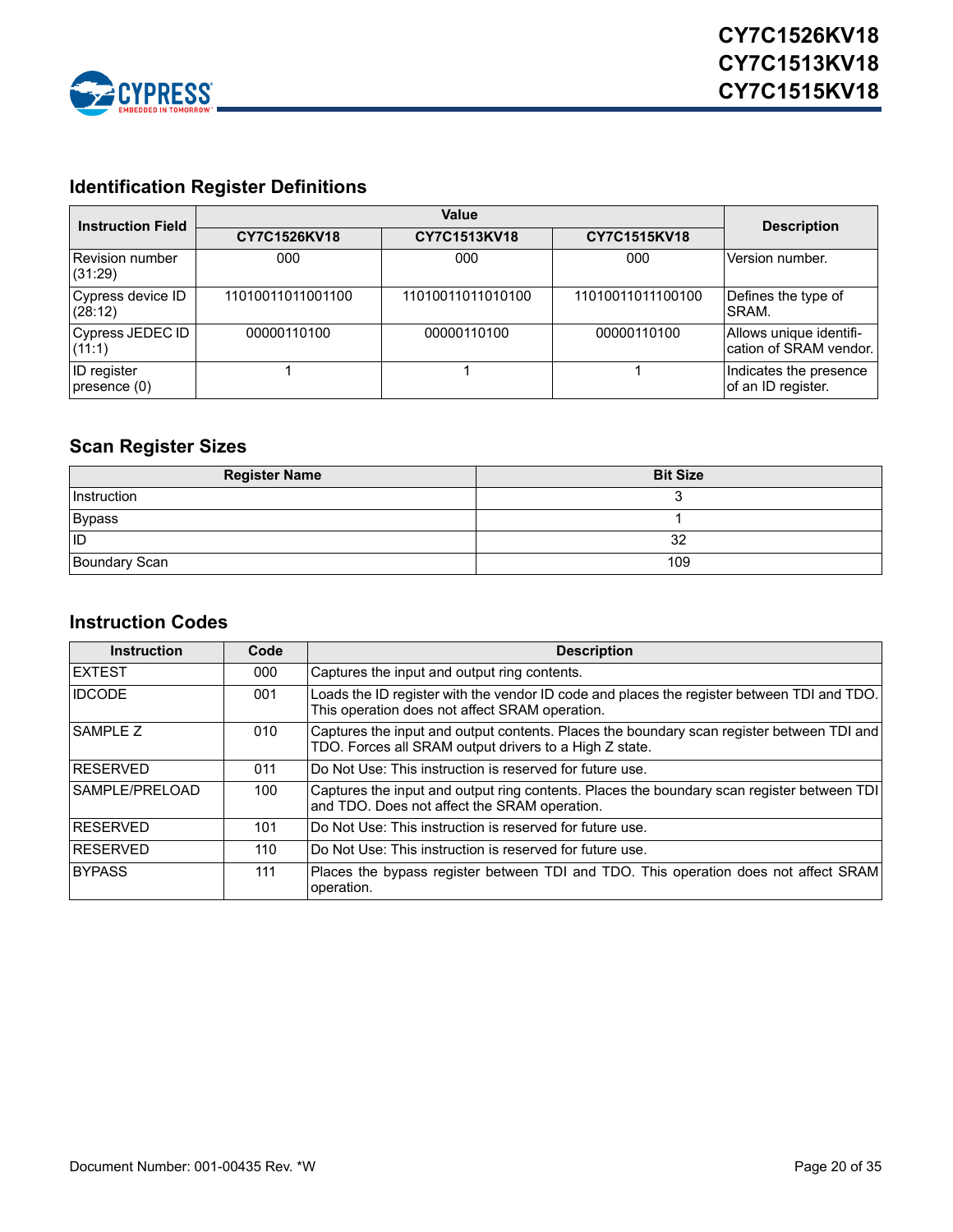## Identification Register Definitions

| Instruction Field | Value | | | Description |
|---|---|---|---|---|
| | CY7C1526KV18 | CY7C1513KV18 | CY7C1515KV18 | |
| Revision number (31:29) | 000 | 000 | 000 | Version number. |
| Cypress device ID (28:12) | 11010011011001100 | 11010011011010100 | 11010011011100100 | Defines the type of SRAM. |
| Cypress JEDEC ID (11:1) | 00000110100 | 00000110100 | 00000110100 | Allows unique identification of SRAM vendor. |
| ID register presence (0) | 1 | 1 | 1 | Indicates the presence of an ID register. |

## Scan Register Sizes

| Register Name | Bit Size |
|---|---|
| Instruction | 3 |
| Bypass | 1 |
| ID | 32 |
| Boundary Scan | 109 |

## Instruction Codes

| Instruction | Code | Description |
|---|---|---|
| EXTEST | 000 | Captures the input and output ring contents. |
| IDCODE | 001 | Loads the ID register with the vendor ID code and places the register between TDI and TDO. This operation does not affect SRAM operation. |
| SAMPLE Z | 010 | Captures the input and output contents. Places the boundary scan register between TDI and TDO. Forces all SRAM output drivers to a High Z state. |
| RESERVED | 011 | Do Not Use: This instruction is reserved for future use. |
| SAMPLE/PRELOAD | 100 | Captures the input and output ring contents. Places the boundary scan register between TDI and TDO. Does not affect the SRAM operation. |
| RESERVED | 101 | Do Not Use: This instruction is reserved for future use. |
| RESERVED | 110 | Do Not Use: This instruction is reserved for future use. |
| BYPASS | 111 | Places the bypass register between TDI and TDO. This operation does not affect SRAM operation. |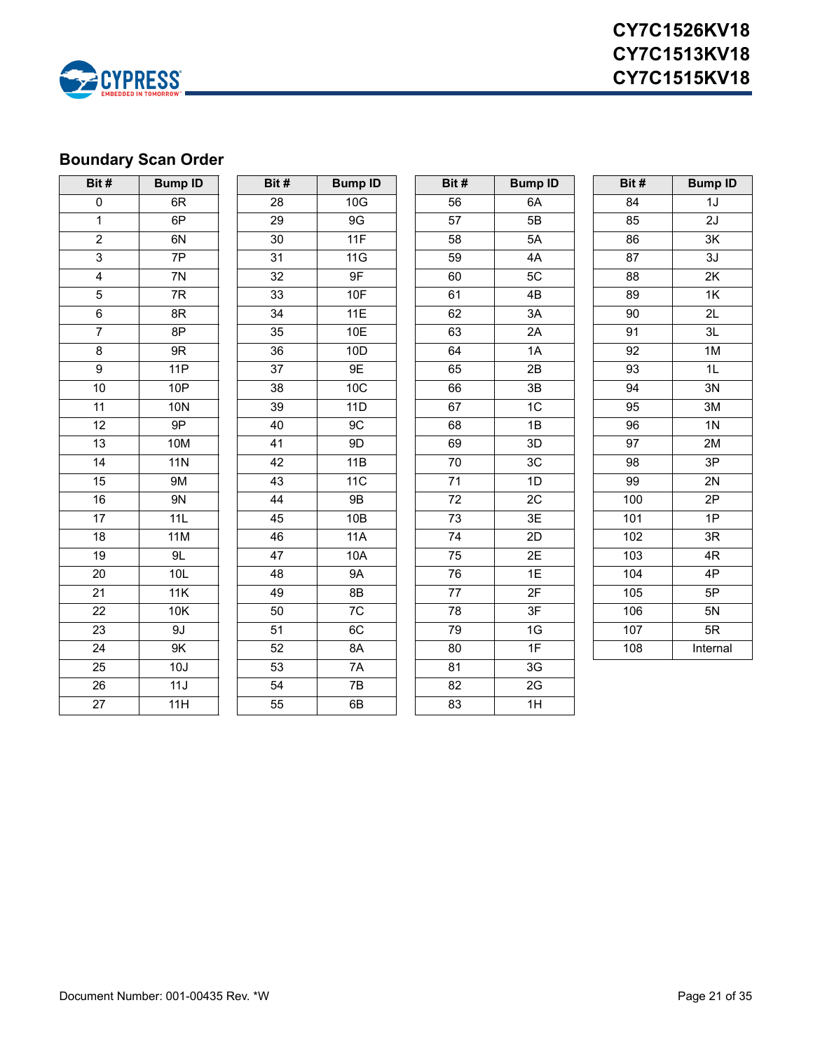## Boundary Scan Order

| Bit # | Bump ID | Bit # | Bump ID | Bit # | Bump ID | Bit # | Bump ID |
|---|---|---|---|---|---|---|---|
| 0 | 6R | 28 | 10G | 56 | 6A | 84 | 1J |
| 1 | 6P | 29 | 9G | 57 | 5B | 85 | 2J |
| 2 | 6N | 30 | 11F | 58 | 5A | 86 | 3K |
| 3 | 7P | 31 | 11G | 59 | 4A | 87 | 3J |
| 4 | 7N | 32 | 9F | 60 | 5C | 88 | 2K |
| 5 | 7R | 33 | 10F | 61 | 4B | 89 | 1K |
| 6 | 8R | 34 | 11E | 62 | 3A | 90 | 2L |
| 7 | 8P | 35 | 10E | 63 | 2A | 91 | 3L |
| 8 | 9R | 36 | 10D | 64 | 1A | 92 | 1M |
| 9 | 11P | 37 | 9E | 65 | 2B | 93 | 1L |
| 10 | 10P | 38 | 10C | 66 | 3B | 94 | 3N |
| 11 | 10N | 39 | 11D | 67 | 1C | 95 | 3M |
| 12 | 9P | 40 | 9C | 68 | 1B | 96 | 1N |
| 13 | 10M | 41 | 9D | 69 | 3D | 97 | 2M |
| 14 | 11N | 42 | 11B | 70 | 3C | 98 | 3P |
| 15 | 9M | 43 | 11C | 71 | 1D | 99 | 2N |
| 16 | 9N | 44 | 9B | 72 | 2C | 100 | 2P |
| 17 | 11L | 45 | 10B | 73 | 3E | 101 | 1P |
| 18 | 11M | 46 | 11A | 74 | 2D | 102 | 3R |
| 19 | 9L | 47 | 10A | 75 | 2E | 103 | 4R |
| 20 | 10L | 48 | 9A | 76 | 1E | 104 | 4P |
| 21 | 11K | 49 | 8B | 77 | 2F | 105 | 5P |
| 22 | 10K | 50 | 7C | 78 | 3F | 106 | 5N |
| 23 | 9J | 51 | 6C | 79 | 1G | 107 | 5R |
| 24 | 9K | 52 | 8A | 80 | 1F | 108 | Internal |
| 25 | 10J | 53 | 7A | 81 | 3G | | |
| 26 | 11J | 54 | 7B | 82 | 2G | | |
| 27 | 11H | 55 | 6B | 83 | 1H | | |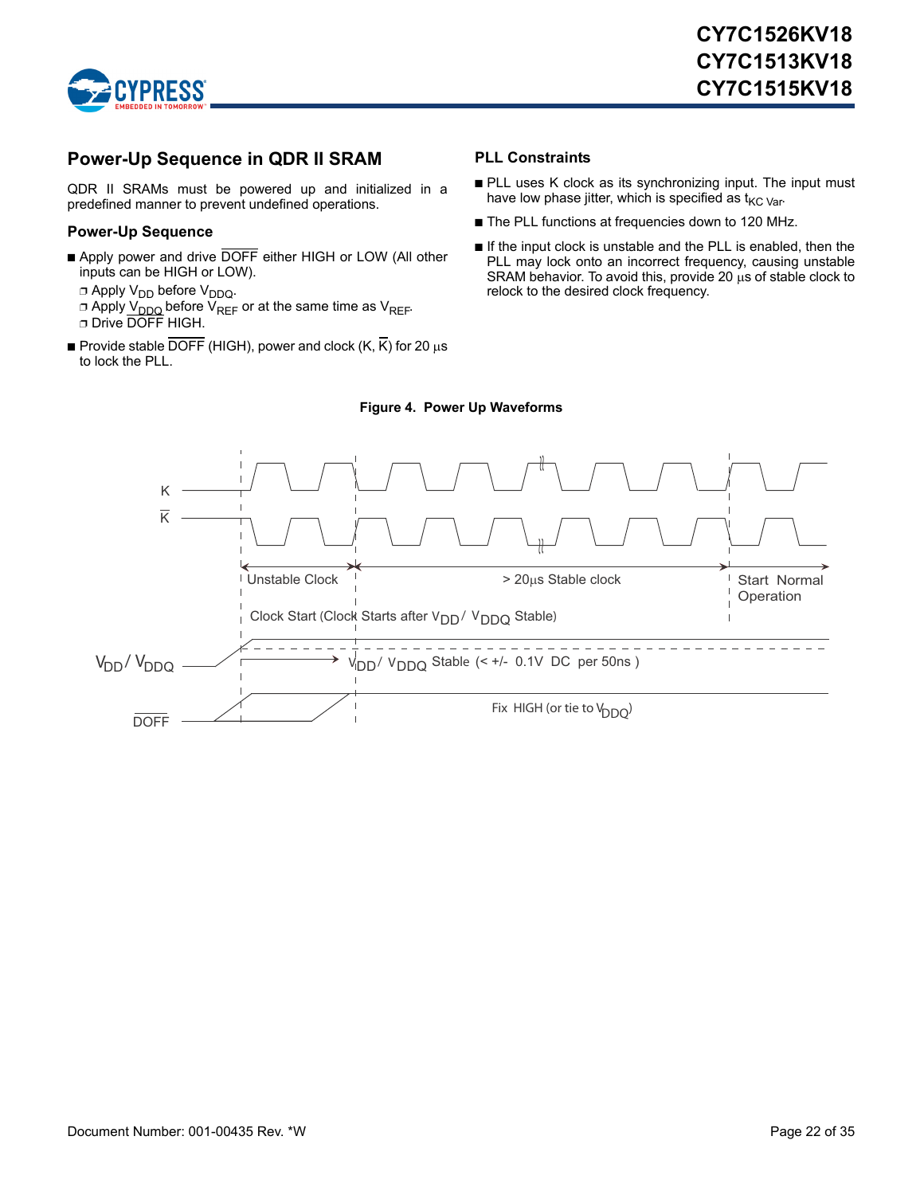## Power-Up Sequence in QDR II SRAM

QDR II SRAMs must be powered up and initialized in a predefined manner to prevent undefined operations.

### Power-Up Sequence

- Apply power and drive $\overline{DOFF}$ either HIGH or LOW (All other inputs can be HIGH or LOW).
  - Apply $V_{DD}$ before $V_{DDQ}$.
  - Apply $V_{DDQ}$ before $V_{REF}$ or at the same time as $V_{REF}$.
  - Drive $\overline{DOFF}$ HIGH.
- Provide stable $\overline{DOFF}$ (HIGH), power and clock (K, $\overline{K}$) for 20 µs to lock the PLL.

### PLL Constraints

- PLL uses K clock as its synchronizing input. The input must have low phase jitter, which is specified as $t_{KC\ Var}$.
- The PLL functions at frequencies down to 120 MHz.
- If the input clock is unstable and the PLL is enabled, then the PLL may lock onto an incorrect frequency, causing unstable SRAM behavior. To avoid this, provide 20 µs of stable clock to relock to the desired clock frequency.

**Figure 4. Power Up Waveforms**

K

$\overline{K}$

Unstable Clock

> 20µs Stable clock

Start Normal Operation

Clock Start (Clock Starts after $V_{DD}$ / $V_{DDQ}$ Stable)

$V_{DD}$ / $V_{DDQ}$

$V_{DD}$ / $V_{DDQ}$ Stable (< +/- 0.1V DC per 50ns )

$\overline{DOFF}$

Fix HIGH (or tie to $V_{DDQ}$)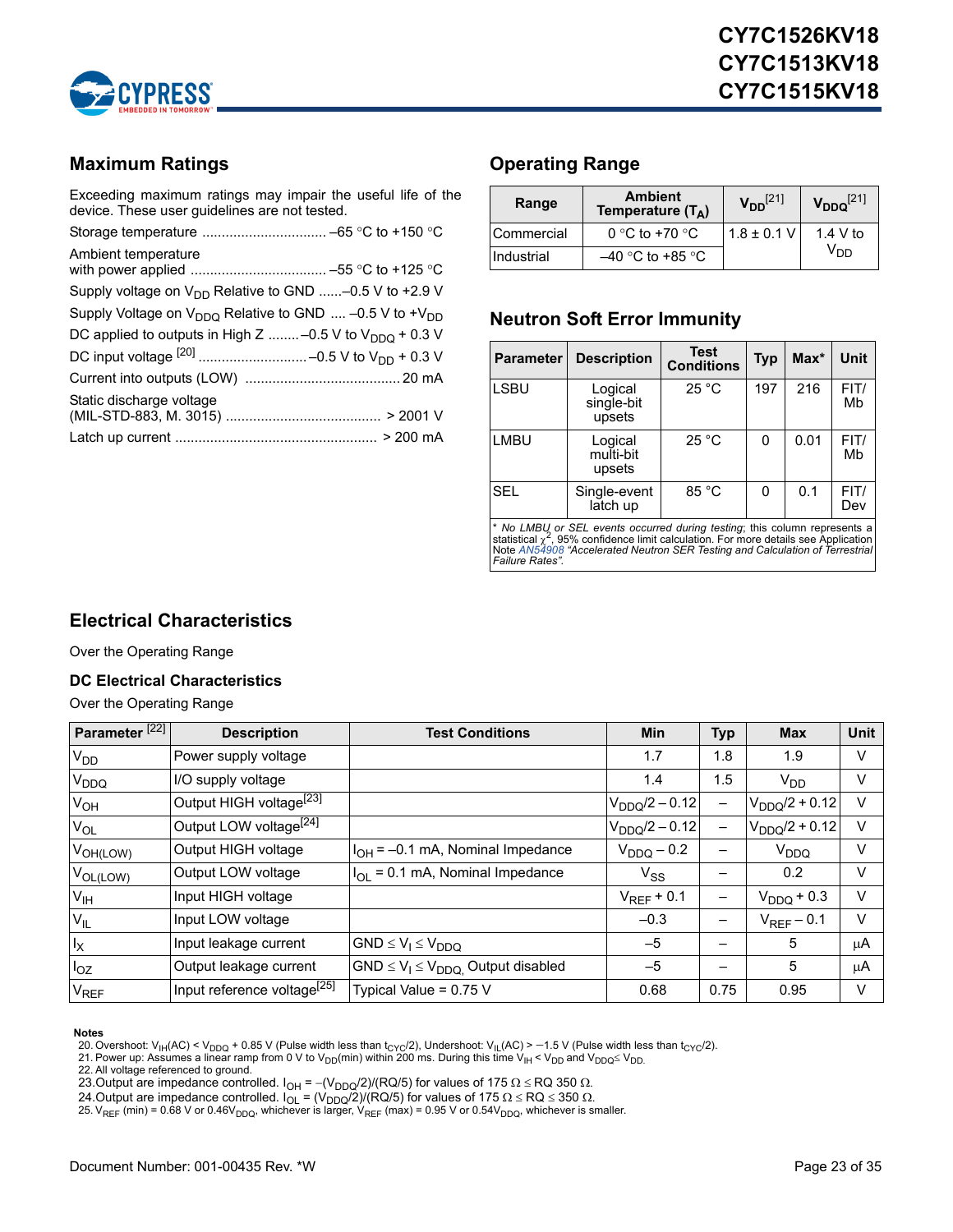## Maximum Ratings

Exceeding maximum ratings may impair the useful life of the device. These user guidelines are not tested.

Storage temperature ................................ –65 °C to +150 °C

Ambient temperature with power applied ................................... –55 °C to +125 °C

Supply voltage on $V_{DD}$ Relative to GND ......–0.5 V to +2.9 V

Supply Voltage on $V_{DDQ}$ Relative to GND .... –0.5 V to $+V_{DD}$

DC applied to outputs in High Z ........–0.5 V to $V_{DDQ}$ + 0.3 V

DC input voltage [20] ........................... –0.5 V to $V_{DD}$ + 0.3 V

Current into outputs (LOW) ....................................... 20 mA

Static discharge voltage (MIL-STD-883, M. 3015) ........................................ > 2001 V

Latch up current .................................................... > 200 mA

## Operating Range

| Range | Ambient Temperature ($T_A$) | $V_{DD}$ [21] | $V_{DDQ}$ [21] |
|---|---|---|---|
| Commercial | 0 °C to +70 °C | 1.8 ± 0.1 V | 1.4 V to $V_{DD}$ |
| Industrial | –40 °C to +85 °C | | |

## Neutron Soft Error Immunity

| Parameter | Description | Test Conditions | Typ | Max* | Unit |
|---|---|---|---|---|---|
| LSBU | Logical single-bit upsets | 25 °C | 197 | 216 | FIT/Mb |
| LMBU | Logical multi-bit upsets | 25 °C | 0 | 0.01 | FIT/Mb |
| SEL | Single-event latch up | 85 °C | 0 | 0.1 | FIT/Dev |

*\* No LMBU or SEL events occurred during testing; this column represents a statistical $\chi^2$, 95% confidence limit calculation. For more details see Application Note AN54908 "Accelerated Neutron SER Testing and Calculation of Terrestrial Failure Rates".*

## Electrical Characteristics

Over the Operating Range

### DC Electrical Characteristics

Over the Operating Range

| Parameter [22] | Description | Test Conditions | Min | Typ | Max | Unit |
|---|---|---|---|---|---|---|
| $V_{DD}$ | Power supply voltage | | 1.7 | 1.8 | 1.9 | V |
| $V_{DDQ}$ | I/O supply voltage | | 1.4 | 1.5 | $V_{DD}$ | V |
| $V_{OH}$ | Output HIGH voltage[23] | | $V_{DDQ}/2 - 0.12$ | – | $V_{DDQ}/2 + 0.12$ | V |
| $V_{OL}$ | Output LOW voltage[24] | | $V_{DDQ}/2 - 0.12$ | – | $V_{DDQ}/2 + 0.12$ | V |
| $V_{OH(LOW)}$ | Output HIGH voltage | $I_{OH}$ = –0.1 mA, Nominal Impedance | $V_{DDQ} - 0.2$ | – | $V_{DDQ}$ | V |
| $V_{OL(LOW)}$ | Output LOW voltage | $I_{OL}$ = 0.1 mA, Nominal Impedance | $V_{SS}$ | – | 0.2 | V |
| $V_{IH}$ | Input HIGH voltage | | $V_{REF} + 0.1$ | – | $V_{DDQ} + 0.3$ | V |
| $V_{IL}$ | Input LOW voltage | | –0.3 | – | $V_{REF} - 0.1$ | V |
| $I_X$ | Input leakage current | $GND \le V_I \le V_{DDQ}$ | –5 | – | 5 | µA |
| $I_{OZ}$ | Output leakage current | $GND \le V_I \le V_{DDQ}$, Output disabled | –5 | – | 5 | µA |
| $V_{REF}$ | Input reference voltage[25] | Typical Value = 0.75 V | 0.68 | 0.75 | 0.95 | V |

**Notes**

20. Overshoot: $V_{IH}(AC) < V_{DDQ} + 0.85$ V (Pulse width less than $t_{CYC}/2$), Undershoot: $V_{IL}(AC) > -1.5$ V (Pulse width less than $t_{CYC}/2$).
21. Power up: Assumes a linear ramp from 0 V to $V_{DD}$(min) within 200 ms. During this time $V_{IH} < V_{DD}$ and $V_{DDQ} \le V_{DD}$.
22. All voltage referenced to ground.
23. Output are impedance controlled. $I_{OH} = -(V_{DDQ}/2)/(RQ/5)$ for values of 175 Ω ≤ RQ 350 Ω.
24. Output are impedance controlled. $I_{OL} = (V_{DDQ}/2)/(RQ/5)$ for values of 175 Ω ≤ RQ ≤ 350 Ω.
25. $V_{REF}$ (min) = 0.68 V or $0.46V_{DDQ}$, whichever is larger, $V_{REF}$ (max) = 0.95 V or $0.54V_{DDQ}$, whichever is smaller.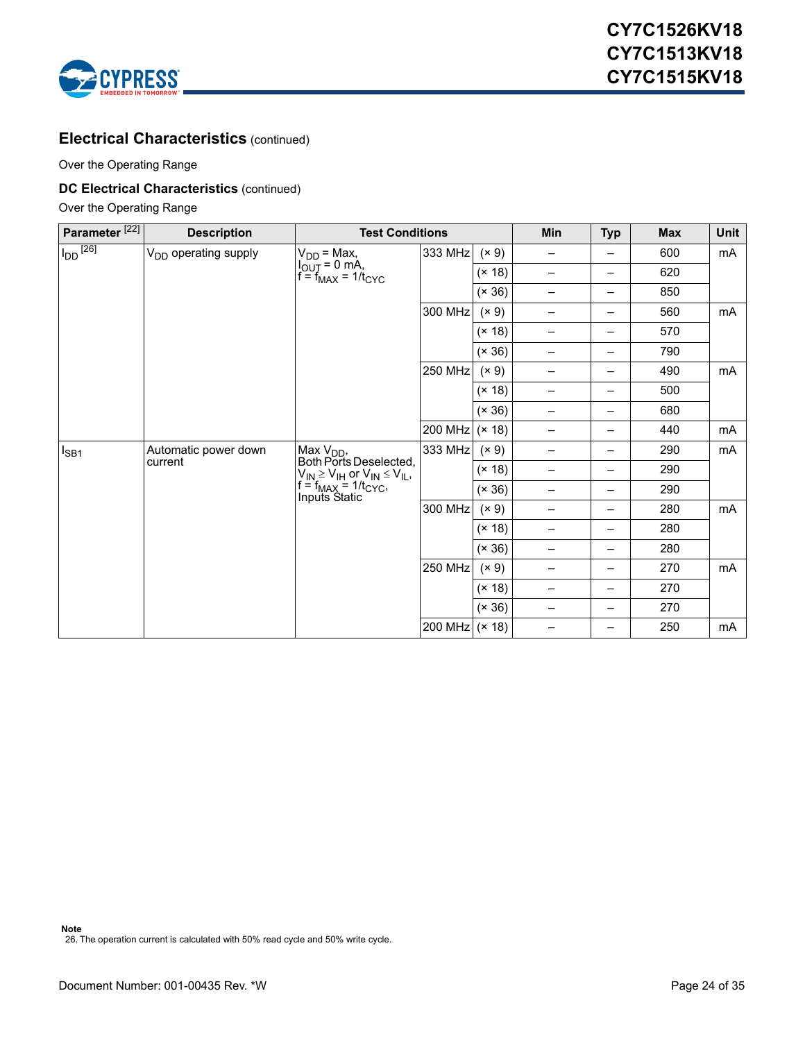## Electrical Characteristics (continued)

Over the Operating Range

### DC Electrical Characteristics (continued)

Over the Operating Range

| Parameter [22] | Description | Test Conditions | | | Min | Typ | Max | Unit |
|---|---|---|---|---|---|---|---|---|
| $I_{DD}$ [26] | $V_{DD}$ operating supply | $V_{DD}$ = Max, $I_{OUT}$ = 0 mA, f = $f_{MAX}$ = $1/t_{CYC}$ | 333 MHz | (× 9) | – | – | 600 | mA |
| | | | | (× 18) | – | – | 620 | |
| | | | | (× 36) | – | – | 850 | |
| | | | 300 MHz | (× 9) | – | – | 560 | mA |
| | | | | (× 18) | – | – | 570 | |
| | | | | (× 36) | – | – | 790 | |
| | | | 250 MHz | (× 9) | – | – | 490 | mA |
| | | | | (× 18) | – | – | 500 | |
| | | | | (× 36) | – | – | 680 | |
| | | | 200 MHz | (× 18) | – | – | 440 | mA |
| $I_{SB1}$ | Automatic power down current | Max $V_{DD}$, Both Ports Deselected, $V_{IN} \geq V_{IH}$ or $V_{IN} \leq V_{IL}$, f = $f_{MAX}$ = $1/t_{CYC}$, Inputs Static | 333 MHz | (× 9) | – | – | 290 | mA |
| | | | | (× 18) | – | – | 290 | |
| | | | | (× 36) | – | – | 290 | |
| | | | 300 MHz | (× 9) | – | – | 280 | mA |
| | | | | (× 18) | – | – | 280 | |
| | | | | (× 36) | – | – | 280 | |
| | | | 250 MHz | (× 9) | – | – | 270 | mA |
| | | | | (× 18) | – | – | 270 | |
| | | | | (× 36) | – | – | 270 | |
| | | | 200 MHz | (× 18) | – | – | 250 | mA |

**Note**

26. The operation current is calculated with 50% read cycle and 50% write cycle.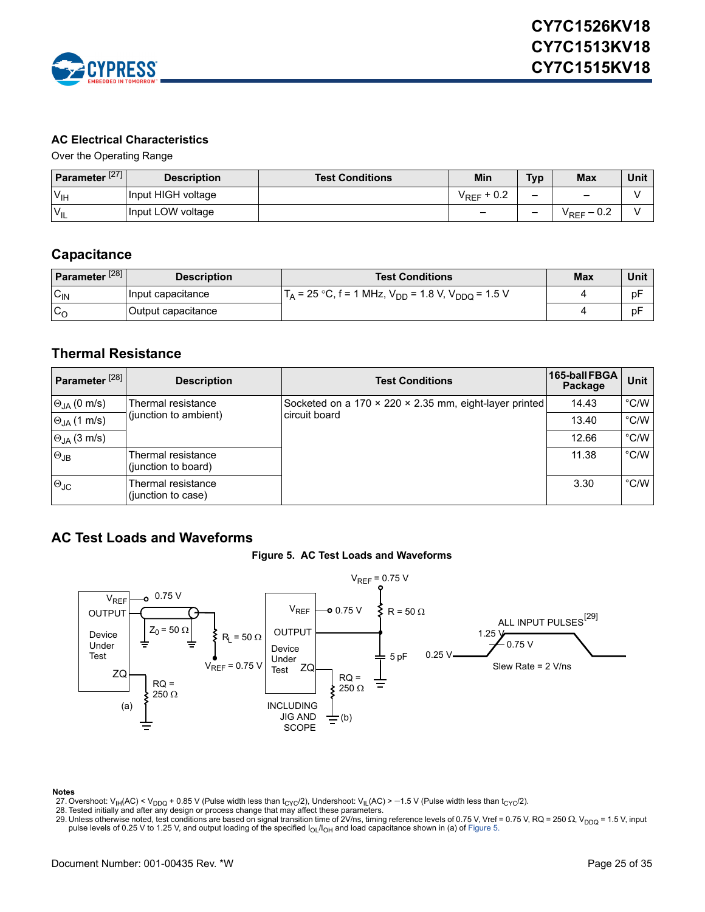## AC Electrical Characteristics

Over the Operating Range

| Parameter [27] | Description | Test Conditions | Min | Typ | Max | Unit |
|---|---|---|---|---|---|---|
| $V_{IH}$ | Input HIGH voltage | | $V_{REF}$ + 0.2 | – | – | V |
| $V_{IL}$ | Input LOW voltage | | – | – | $V_{REF}$ – 0.2 | V |

## Capacitance

| Parameter [28] | Description | Test Conditions | Max | Unit |
|---|---|---|---|---|
| $C_{IN}$ | Input capacitance | $T_A$ = 25 °C, f = 1 MHz, $V_{DD}$ = 1.8 V, $V_{DDQ}$ = 1.5 V | 4 | pF |
| $C_O$ | Output capacitance | | 4 | pF |

## Thermal Resistance

| Parameter [28] | Description | Test Conditions | 165-ball FBGA Package | Unit |
|---|---|---|---|---|
| $\Theta_{JA}$ (0 m/s) | Thermal resistance (junction to ambient) | Socketed on a 170 × 220 × 2.35 mm, eight-layer printed circuit board | 14.43 | °C/W |
| $\Theta_{JA}$ (1 m/s) | | | 13.40 | °C/W |
| $\Theta_{JA}$ (3 m/s) | | | 12.66 | °C/W |
| $\Theta_{JB}$ | Thermal resistance (junction to board) | | 11.38 | °C/W |
| $\Theta_{JC}$ | Thermal resistance (junction to case) | | 3.30 | °C/W |

## AC Test Loads and Waveforms

**Figure 5. AC Test Loads and Waveforms**

(a) $V_{REF}$ — 0.75 V; OUTPUT — $Z_0$ = 50 Ω — $R_L$ = 50 Ω — $V_{REF}$ = 0.75 V; Device Under Test; ZQ — RQ = 250 Ω

(b) $V_{REF}$ = 0.75 V; $V_{REF}$ — 0.75 V; R = 50 Ω; OUTPUT; 5 pF; Device Under Test; ZQ — RQ = 250 Ω; INCLUDING JIG AND SCOPE

ALL INPUT PULSES[29]: 1.25 V, 0.75 V, 0.25 V; Slew Rate = 2 V/ns

**Notes**

27. Overshoot: $V_{IH}$(AC) < $V_{DDQ}$ + 0.85 V (Pulse width less than $t_{CYC}$/2), Undershoot: $V_{IL}$(AC) > –1.5 V (Pulse width less than $t_{CYC}$/2).
28. Tested initially and after any design or process change that may affect these parameters.
29. Unless otherwise noted, test conditions are based on signal transition time of 2V/ns, timing reference levels of 0.75 V, Vref = 0.75 V, RQ = 250 Ω, $V_{DDQ}$ = 1.5 V, input pulse levels of 0.25 V to 1.25 V, and output loading of the specified $I_{OL}/I_{OH}$ and load capacitance shown in (a) of Figure 5.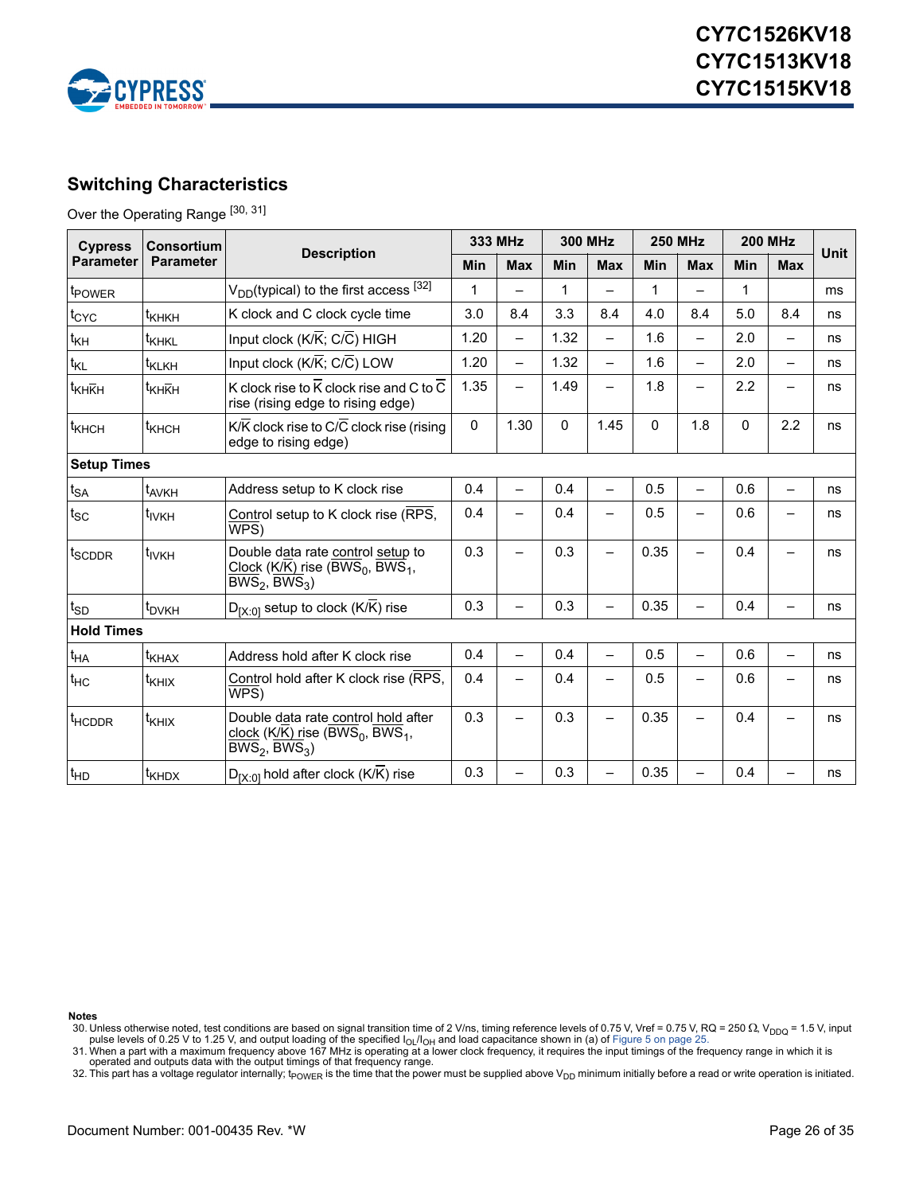## Switching Characteristics

Over the Operating Range [30, 31]

| Cypress Parameter | Consortium Parameter | Description | 333 MHz | | 300 MHz | | 250 MHz | | 200 MHz | | Unit |
|---|---|---|---|---|---|---|---|---|---|---|---|
| | | | Min | Max | Min | Max | Min | Max | Min | Max | |
| $t_{POWER}$ | | $V_{DD}$(typical) to the first access [32] | 1 | – | 1 | – | 1 | – | 1 | | ms |
| $t_{CYC}$ | $t_{KHKH}$ | K clock and C clock cycle time | 3.0 | 8.4 | 3.3 | 8.4 | 4.0 | 8.4 | 5.0 | 8.4 | ns |
| $t_{KH}$ | $t_{KHKL}$ | Input clock (K/$\overline{K}$; C/$\overline{C}$) HIGH | 1.20 | – | 1.32 | – | 1.6 | – | 2.0 | – | ns |
| $t_{KL}$ | $t_{KLKH}$ | Input clock (K/$\overline{K}$; C/$\overline{C}$) LOW | 1.20 | – | 1.32 | – | 1.6 | – | 2.0 | – | ns |
| $t_{KH\overline{K}H}$ | $t_{KH\overline{K}H}$ | K clock rise to $\overline{K}$ clock rise and C to $\overline{C}$ rise (rising edge to rising edge) | 1.35 | – | 1.49 | – | 1.8 | – | 2.2 | – | ns |
| $t_{KHCH}$ | $t_{KHCH}$ | K/$\overline{K}$ clock rise to C/$\overline{C}$ clock rise (rising edge to rising edge) | 0 | 1.30 | 0 | 1.45 | 0 | 1.8 | 0 | 2.2 | ns |
| **Setup Times** | | | | | | | | | | | |
| $t_{SA}$ | $t_{AVKH}$ | Address setup to K clock rise | 0.4 | – | 0.4 | – | 0.5 | – | 0.6 | – | ns |
| $t_{SC}$ | $t_{IVKH}$ | Control setup to K clock rise ($\overline{RPS}$, $\overline{WPS}$) | 0.4 | – | 0.4 | – | 0.5 | – | 0.6 | – | ns |
| $t_{SCDDR}$ | $t_{IVKH}$ | Double data rate control setup to Clock (K/$\overline{K}$) rise ($\overline{BWS_0}$, $\overline{BWS_1}$, $\overline{BWS_2}$, $\overline{BWS_3}$) | 0.3 | – | 0.3 | – | 0.35 | – | 0.4 | – | ns |
| $t_{SD}$ | $t_{DVKH}$ | $D_{[X:0]}$ setup to clock (K/$\overline{K}$) rise | 0.3 | – | 0.3 | – | 0.35 | – | 0.4 | – | ns |
| **Hold Times** | | | | | | | | | | | |
| $t_{HA}$ | $t_{KHAX}$ | Address hold after K clock rise | 0.4 | – | 0.4 | – | 0.5 | – | 0.6 | – | ns |
| $t_{HC}$ | $t_{KHIX}$ | Control hold after K clock rise ($\overline{RPS}$, $\overline{WPS}$) | 0.4 | – | 0.4 | – | 0.5 | – | 0.6 | – | ns |
| $t_{HCDDR}$ | $t_{KHIX}$ | Double data rate control hold after clock (K/$\overline{K}$) rise ($\overline{BWS_0}$, $\overline{BWS_1}$, $\overline{BWS_2}$, $\overline{BWS_3}$) | 0.3 | – | 0.3 | – | 0.35 | – | 0.4 | – | ns |
| $t_{HD}$ | $t_{KHDX}$ | $D_{[X:0]}$ hold after clock (K/$\overline{K}$) rise | 0.3 | – | 0.3 | – | 0.35 | – | 0.4 | – | ns |

**Notes**

30. Unless otherwise noted, test conditions are based on signal transition time of 2 V/ns, timing reference levels of 0.75 V, Vref = 0.75 V, RQ = 250 Ω, $V_{DDQ}$ = 1.5 V, input pulse levels of 0.25 V to 1.25 V, and output loading of the specified $I_{OL}/I_{OH}$ and load capacitance shown in (a) of Figure 5 on page 25.
31. When a part with a maximum frequency above 167 MHz is operating at a lower clock frequency, it requires the input timings of the frequency range in which it is operated and outputs data with the output timings of that frequency range.
32. This part has a voltage regulator internally; $t_{POWER}$ is the time that the power must be supplied above $V_{DD}$ minimum initially before a read or write operation is initiated.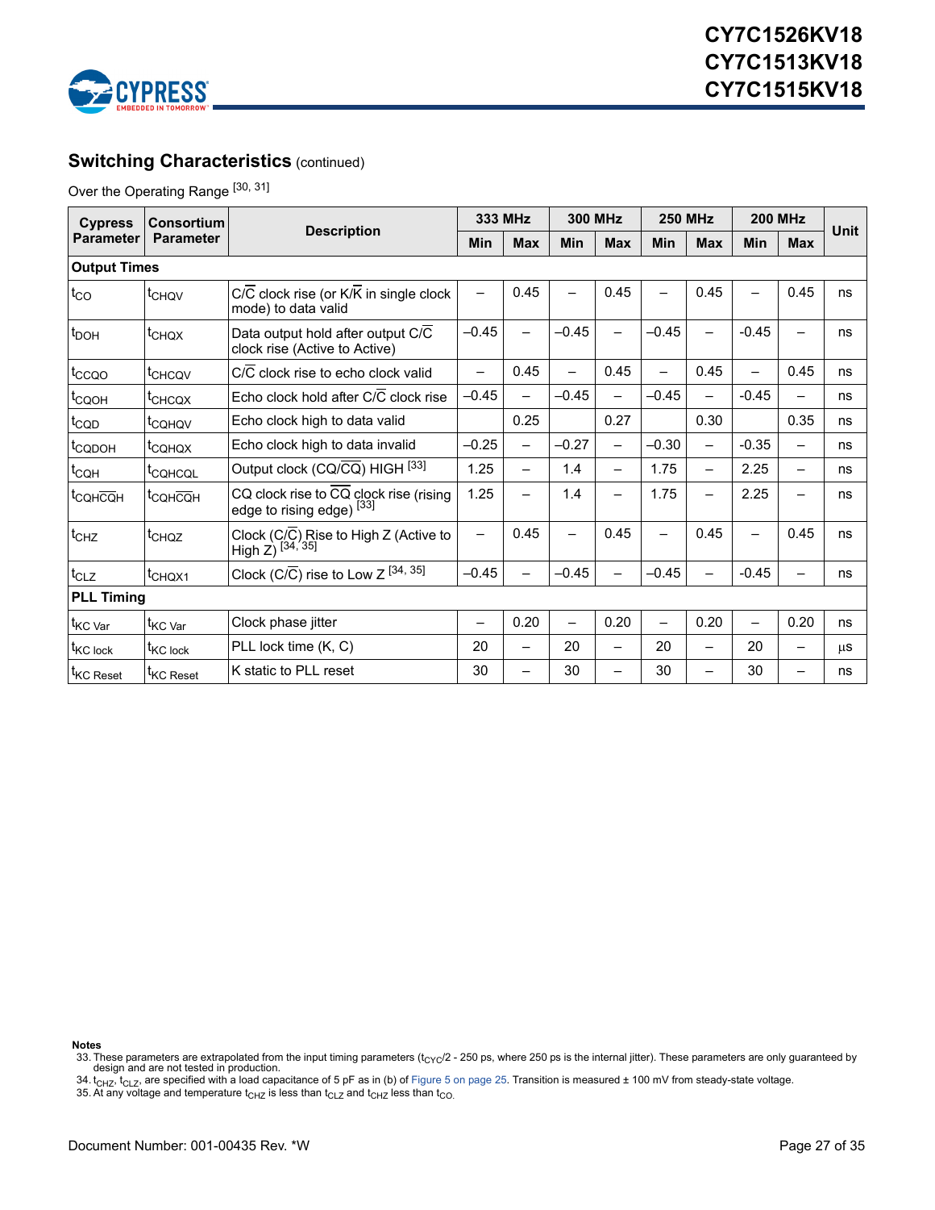## Switching Characteristics (continued)

Over the Operating Range [30, 31]

| Cypress Parameter | Consortium Parameter | Description | 333 MHz | | 300 MHz | | 250 MHz | | 200 MHz | | Unit |
|---|---|---|---|---|---|---|---|---|---|---|---|
| | | | Min | Max | Min | Max | Min | Max | Min | Max | |
| **Output Times** | | | | | | | | | | | |
| $t_{CO}$ | $t_{CHQV}$ | C/$\overline{C}$ clock rise (or K/$\overline{K}$ in single clock mode) to data valid | – | 0.45 | – | 0.45 | – | 0.45 | – | 0.45 | ns |
| $t_{DOH}$ | $t_{CHQX}$ | Data output hold after output C/$\overline{C}$ clock rise (Active to Active) | –0.45 | – | –0.45 | – | –0.45 | – | -0.45 | – | ns |
| $t_{CCQO}$ | $t_{CHCQV}$ | C/$\overline{C}$ clock rise to echo clock valid | – | 0.45 | – | 0.45 | – | 0.45 | – | 0.45 | ns |
| $t_{CQOH}$ | $t_{CHCQX}$ | Echo clock hold after C/$\overline{C}$ clock rise | –0.45 | – | –0.45 | – | –0.45 | – | -0.45 | – | ns |
| $t_{CQD}$ | $t_{CQHQV}$ | Echo clock high to data valid | | 0.25 | | 0.27 | | 0.30 | | 0.35 | ns |
| $t_{CQDOH}$ | $t_{CQHQX}$ | Echo clock high to data invalid | –0.25 | – | –0.27 | – | –0.30 | – | -0.35 | – | ns |
| $t_{CQH}$ | $t_{CQHCQL}$ | Output clock (CQ/$\overline{CQ}$) HIGH [33] | 1.25 | – | 1.4 | – | 1.75 | – | 2.25 | – | ns |
| $t_{CQHCQH}$ | $t_{CQHCQH}$ | CQ clock rise to $\overline{CQ}$ clock rise (rising edge to rising edge) [33] | 1.25 | – | 1.4 | – | 1.75 | – | 2.25 | – | ns |
| $t_{CHZ}$ | $t_{CHQZ}$ | Clock (C/$\overline{C}$) Rise to High Z (Active to High Z) [34, 35] | – | 0.45 | – | 0.45 | – | 0.45 | – | 0.45 | ns |
| $t_{CLZ}$ | $t_{CHQX1}$ | Clock (C/$\overline{C}$) rise to Low Z [34, 35] | –0.45 | – | –0.45 | – | –0.45 | – | -0.45 | – | ns |
| **PLL Timing** | | | | | | | | | | | |
| $t_{KC\ Var}$ | $t_{KC\ Var}$ | Clock phase jitter | – | 0.20 | – | 0.20 | – | 0.20 | – | 0.20 | ns |
| $t_{KC\ lock}$ | $t_{KC\ lock}$ | PLL lock time (K, C) | 20 | – | 20 | – | 20 | – | 20 | – | μs |
| $t_{KC\ Reset}$ | $t_{KC\ Reset}$ | K static to PLL reset | 30 | – | 30 | – | 30 | – | 30 | – | ns |

**Notes**

33. These parameters are extrapolated from the input timing parameters ($t_{CYC}$/2 - 250 ps, where 250 ps is the internal jitter). These parameters are only guaranteed by design and are not tested in production.
34. $t_{CHZ}$, $t_{CLZ}$, are specified with a load capacitance of 5 pF as in (b) of Figure 5 on page 25. Transition is measured ± 100 mV from steady-state voltage.
35. At any voltage and temperature $t_{CHZ}$ is less than $t_{CLZ}$ and $t_{CHZ}$ less than $t_{CO}$.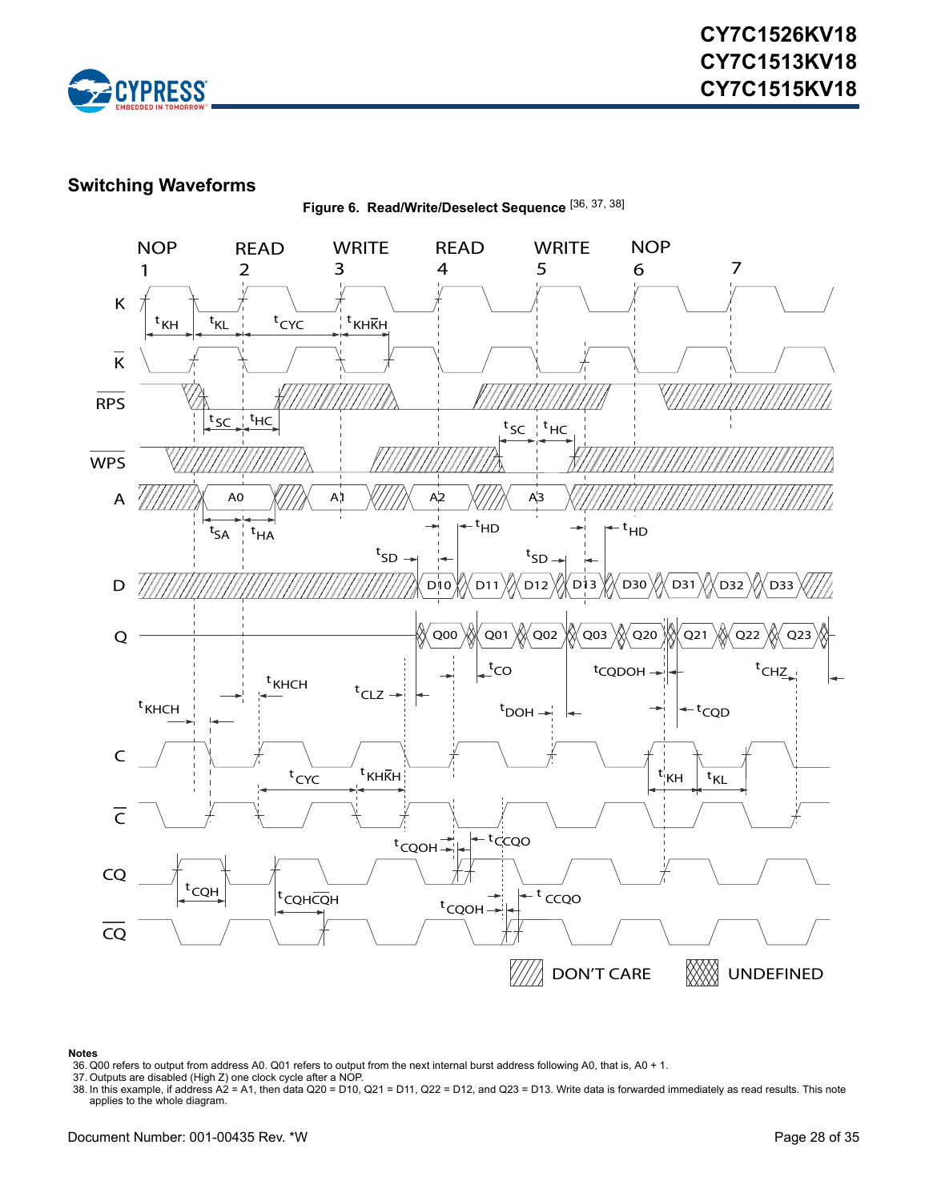## Switching Waveforms

**Figure 6. Read/Write/Deselect Sequence** [36, 37, 38]

**Notes**

36. Q00 refers to output from address A0. Q01 refers to output from the next internal burst address following A0, that is, A0 + 1.
37. Outputs are disabled (High Z) one clock cycle after a NOP.
38. In this example, if address A2 = A1, then data Q20 = D10, Q21 = D11, Q22 = D12, and Q23 = D13. Write data is forwarded immediately as read results. This note applies to the whole diagram.

Document Number: 001-00435 Rev. *W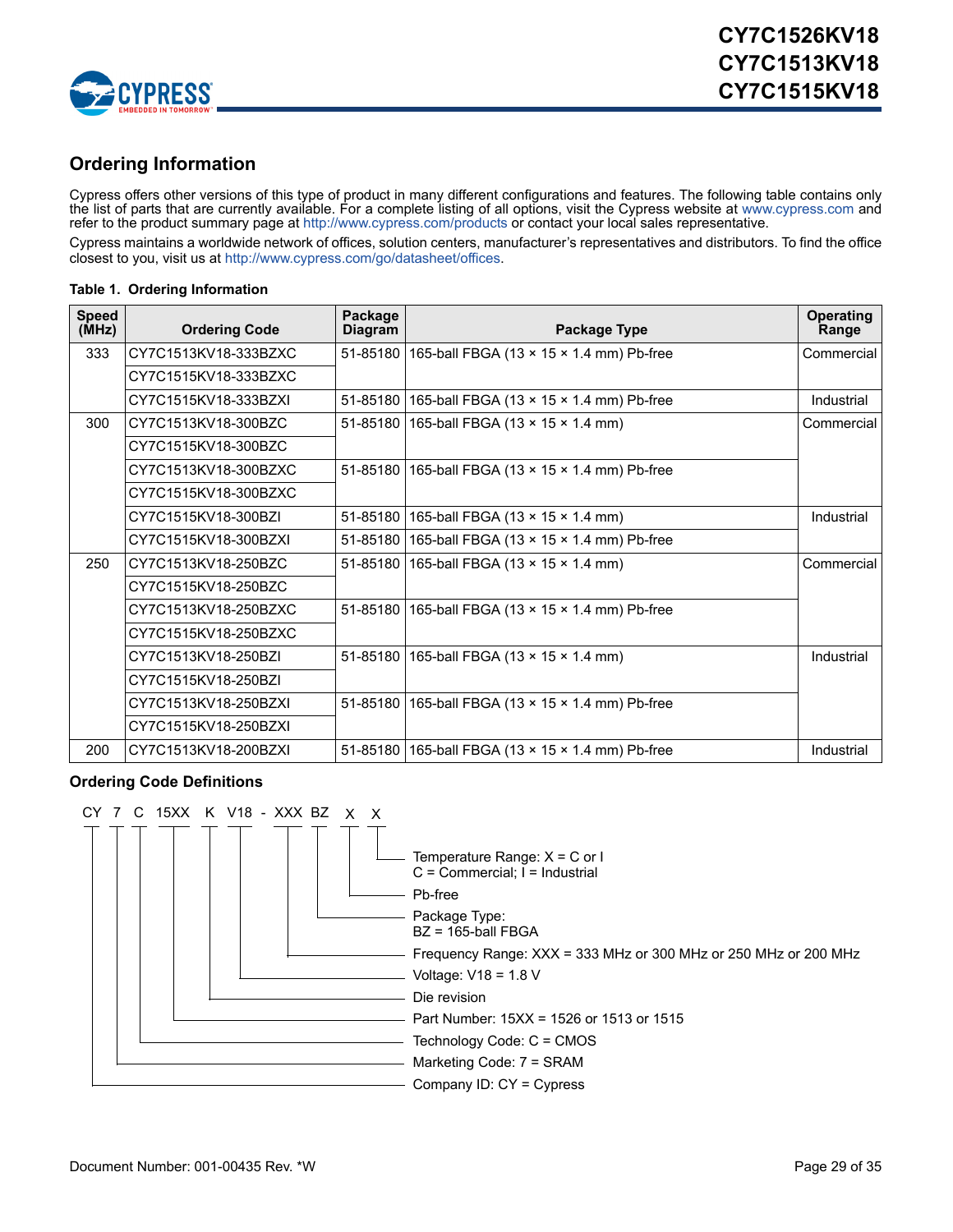## Ordering Information

Cypress offers other versions of this type of product in many different configurations and features. The following table contains only the list of parts that are currently available. For a complete listing of all options, visit the Cypress website at www.cypress.com and refer to the product summary page at http://www.cypress.com/products or contact your local sales representative.

Cypress maintains a worldwide network of offices, solution centers, manufacturer's representatives and distributors. To find the office closest to you, visit us at http://www.cypress.com/go/datasheet/offices.

**Table 1. Ordering Information**

| Speed (MHz) | Ordering Code | Package Diagram | Package Type | Operating Range |
|---|---|---|---|---|
| 333 | CY7C1513KV18-333BZXC | 51-85180 | 165-ball FBGA (13 × 15 × 1.4 mm) Pb-free | Commercial |
| | CY7C1515KV18-333BZXC | | | |
| | CY7C1515KV18-333BZXI | 51-85180 | 165-ball FBGA (13 × 15 × 1.4 mm) Pb-free | Industrial |
| 300 | CY7C1513KV18-300BZC | 51-85180 | 165-ball FBGA (13 × 15 × 1.4 mm) | Commercial |
| | CY7C1515KV18-300BZC | | | |
| | CY7C1513KV18-300BZXC | 51-85180 | 165-ball FBGA (13 × 15 × 1.4 mm) Pb-free | |
| | CY7C1515KV18-300BZXC | | | |
| | CY7C1515KV18-300BZI | 51-85180 | 165-ball FBGA (13 × 15 × 1.4 mm) | Industrial |
| | CY7C1515KV18-300BZXI | 51-85180 | 165-ball FBGA (13 × 15 × 1.4 mm) Pb-free | |
| 250 | CY7C1513KV18-250BZC | 51-85180 | 165-ball FBGA (13 × 15 × 1.4 mm) | Commercial |
| | CY7C1515KV18-250BZC | | | |
| | CY7C1513KV18-250BZXC | 51-85180 | 165-ball FBGA (13 × 15 × 1.4 mm) Pb-free | |
| | CY7C1515KV18-250BZXC | | | |
| | CY7C1513KV18-250BZI | 51-85180 | 165-ball FBGA (13 × 15 × 1.4 mm) | Industrial |
| | CY7C1515KV18-250BZI | | | |
| | CY7C1513KV18-250BZXI | 51-85180 | 165-ball FBGA (13 × 15 × 1.4 mm) Pb-free | |
| | CY7C1515KV18-250BZXI | | | |
| 200 | CY7C1513KV18-200BZXI | 51-85180 | 165-ball FBGA (13 × 15 × 1.4 mm) Pb-free | Industrial |

### Ordering Code Definitions

CY 7 C 15XX K V18 - XXX BZ X X

- Temperature Range: X = C or I
  C = Commercial; I = Industrial
- X: Pb-free
- Package Type:
  BZ = 165-ball FBGA
- Frequency Range: XXX = 333 MHz or 300 MHz or 250 MHz or 200 MHz
- Voltage: V18 = 1.8 V
- K: Die revision
- Part Number: 15XX = 1526 or 1513 or 1515
- Technology Code: C = CMOS
- Marketing Code: 7 = SRAM
- Company ID: CY = Cypress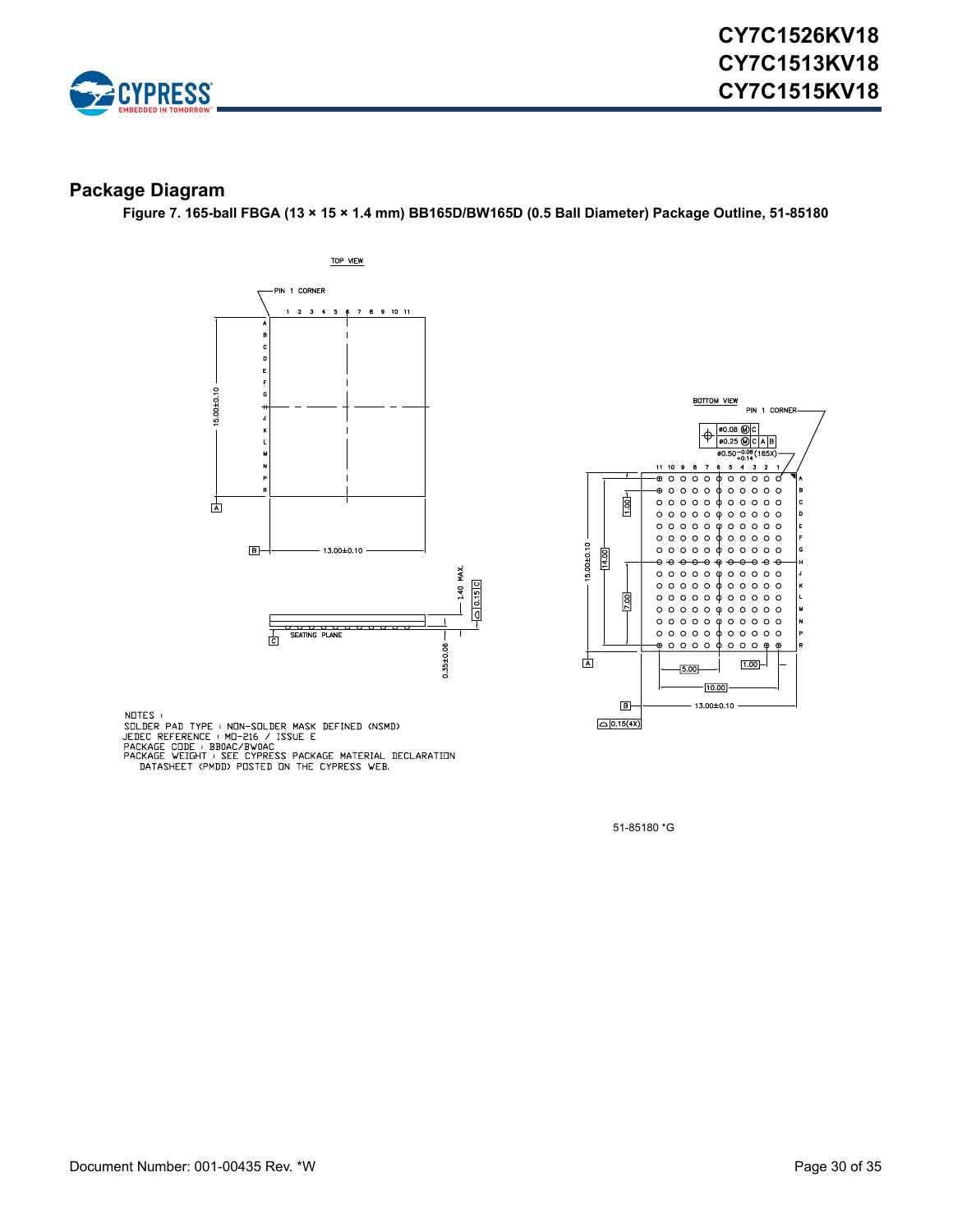## Package Diagram

**Figure 7. 165-ball FBGA (13 × 15 × 1.4 mm) BB165D/BW165D (0.5 Ball Diameter) Package Outline, 51-85180**

NOTES :
SOLDER PAD TYPE : NON-SOLDER MASK DEFINED (NSMD)
JEDEC REFERENCE : MO-216 / ISSUE E
PACKAGE CODE : BB0AC/BW0AC
PACKAGE WEIGHT : SEE CYPRESS PACKAGE MATERIAL DECLARATION DATASHEET (PMDD) POSTED ON THE CYPRESS WEB.

51-85180 *G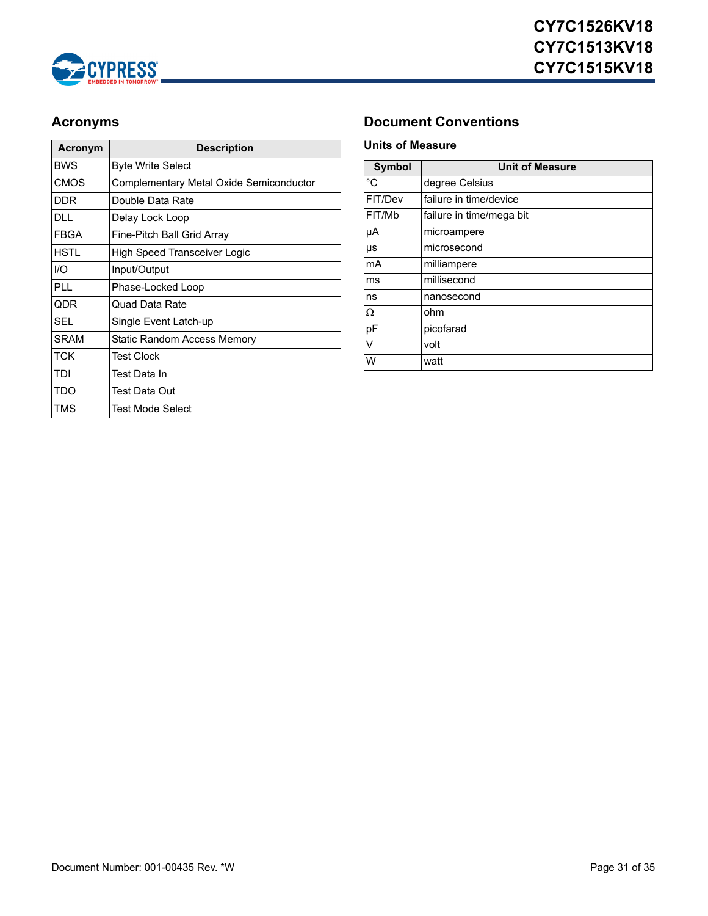## Acronyms

| Acronym | Description |
|---|---|
| BWS | Byte Write Select |
| CMOS | Complementary Metal Oxide Semiconductor |
| DDR | Double Data Rate |
| DLL | Delay Lock Loop |
| FBGA | Fine-Pitch Ball Grid Array |
| HSTL | High Speed Transceiver Logic |
| I/O | Input/Output |
| PLL | Phase-Locked Loop |
| QDR | Quad Data Rate |
| SEL | Single Event Latch-up |
| SRAM | Static Random Access Memory |
| TCK | Test Clock |
| TDI | Test Data In |
| TDO | Test Data Out |
| TMS | Test Mode Select |

## Document Conventions

### Units of Measure

| Symbol | Unit of Measure |
|---|---|
| °C | degree Celsius |
| FIT/Dev | failure in time/device |
| FIT/Mb | failure in time/mega bit |
| µA | microampere |
| µs | microsecond |
| mA | milliampere |
| ms | millisecond |
| ns | nanosecond |
| Ω | ohm |
| pF | picofarad |
| V | volt |
| W | watt |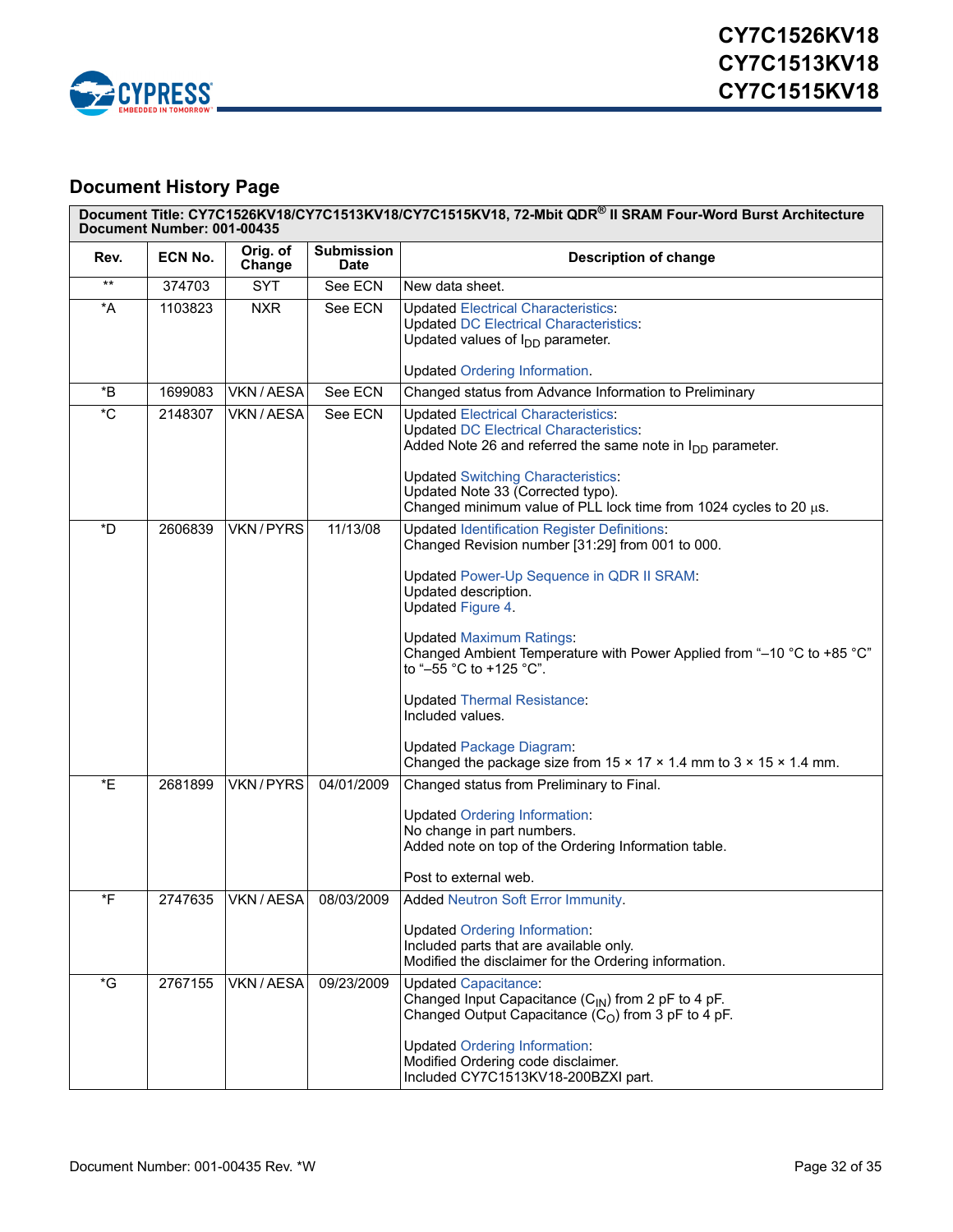## Document History Page

| Document Title: CY7C1526KV18/CY7C1513KV18/CY7C1515KV18, 72-Mbit QDR® II SRAM Four-Word Burst Architecture<br>Document Number: 001-00435 | | | | |
|---|---|---|---|---|
| **Rev.** | **ECN No.** | **Orig. of Change** | **Submission Date** | **Description of change** |
| ** | 374703 | SYT | See ECN | New data sheet. |
| *A | 1103823 | NXR | See ECN | Updated Electrical Characteristics:<br>Updated DC Electrical Characteristics:<br>Updated values of $I_{DD}$ parameter.<br><br>Updated Ordering Information. |
| *B | 1699083 | VKN / AESA | See ECN | Changed status from Advance Information to Preliminary |
| *C | 2148307 | VKN / AESA | See ECN | Updated Electrical Characteristics:<br>Updated DC Electrical Characteristics:<br>Added Note 26 and referred the same note in $I_{DD}$ parameter.<br><br>Updated Switching Characteristics:<br>Updated Note 33 (Corrected typo).<br>Changed minimum value of PLL lock time from 1024 cycles to 20 µs. |
| *D | 2606839 | VKN / PYRS | 11/13/08 | Updated Identification Register Definitions:<br>Changed Revision number [31:29] from 001 to 000.<br><br>Updated Power-Up Sequence in QDR II SRAM:<br>Updated description.<br>Updated Figure 4.<br><br>Updated Maximum Ratings:<br>Changed Ambient Temperature with Power Applied from "–10 °C to +85 °C" to "–55 °C to +125 °C".<br><br>Updated Thermal Resistance:<br>Included values.<br><br>Updated Package Diagram:<br>Changed the package size from 15 × 17 × 1.4 mm to 3 × 15 × 1.4 mm. |
| *E | 2681899 | VKN / PYRS | 04/01/2009 | Changed status from Preliminary to Final.<br><br>Updated Ordering Information:<br>No change in part numbers.<br>Added note on top of the Ordering Information table.<br><br>Post to external web. |
| *F | 2747635 | VKN / AESA | 08/03/2009 | Added Neutron Soft Error Immunity.<br><br>Updated Ordering Information:<br>Included parts that are available only.<br>Modified the disclaimer for the Ordering information. |
| *G | 2767155 | VKN / AESA | 09/23/2009 | Updated Capacitance:<br>Changed Input Capacitance ($C_{IN}$) from 2 pF to 4 pF.<br>Changed Output Capacitance ($C_O$) from 3 pF to 4 pF.<br><br>Updated Ordering Information:<br>Modified Ordering code disclaimer.<br>Included CY7C1513KV18-200BZXI part. |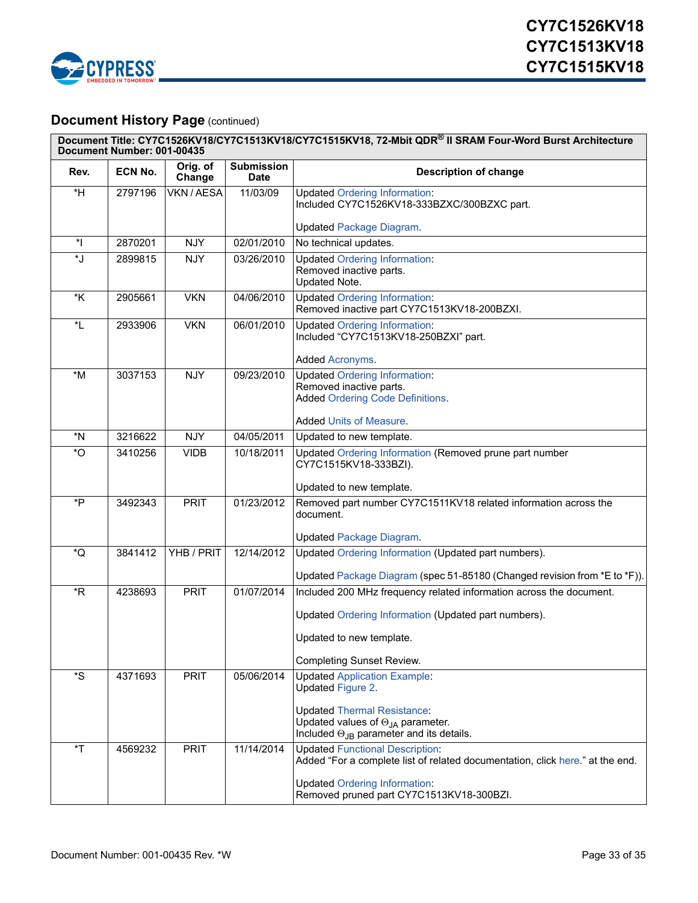## Document History Page (continued)

| Document Title: CY7C1526KV18/CY7C1513KV18/CY7C1515KV18, 72-Mbit QDR® II SRAM Four-Word Burst Architecture<br>Document Number: 001-00435 | | | | |
|---|---|---|---|---|
| **Rev.** | **ECN No.** | **Orig. of Change** | **Submission Date** | **Description of change** |
| *H | 2797196 | VKN / AESA | 11/03/09 | Updated Ordering Information:<br>Included CY7C1526KV18-333BZXC/300BZXC part.<br><br>Updated Package Diagram. |
| *I | 2870201 | NJY | 02/01/2010 | No technical updates. |
| *J | 2899815 | NJY | 03/26/2010 | Updated Ordering Information:<br>Removed inactive parts.<br>Updated Note. |
| *K | 2905661 | VKN | 04/06/2010 | Updated Ordering Information:<br>Removed inactive part CY7C1513KV18-200BZXI. |
| *L | 2933906 | VKN | 06/01/2010 | Updated Ordering Information:<br>Included “CY7C1513KV18-250BZXI” part.<br><br>Added Acronyms. |
| *M | 3037153 | NJY | 09/23/2010 | Updated Ordering Information:<br>Removed inactive parts.<br>Added Ordering Code Definitions.<br><br>Added Units of Measure. |
| *N | 3216622 | NJY | 04/05/2011 | Updated to new template. |
| *O | 3410256 | VIDB | 10/18/2011 | Updated Ordering Information (Removed prune part number CY7C1515KV18-333BZI).<br><br>Updated to new template. |
| *P | 3492343 | PRIT | 01/23/2012 | Removed part number CY7C1511KV18 related information across the document.<br><br>Updated Package Diagram. |
| *Q | 3841412 | YHB / PRIT | 12/14/2012 | Updated Ordering Information (Updated part numbers).<br><br>Updated Package Diagram (spec 51-85180 (Changed revision from *E to *F)). |
| *R | 4238693 | PRIT | 01/07/2014 | Included 200 MHz frequency related information across the document.<br><br>Updated Ordering Information (Updated part numbers).<br><br>Updated to new template.<br><br>Completing Sunset Review. |
| *S | 4371693 | PRIT | 05/06/2014 | Updated Application Example:<br>Updated Figure 2.<br><br>Updated Thermal Resistance:<br>Updated values of $\Theta_{JA}$ parameter.<br>Included $\Theta_{JB}$ parameter and its details. |
| *T | 4569232 | PRIT | 11/14/2014 | Updated Functional Description:<br>Added “For a complete list of related documentation, click here.” at the end.<br><br>Updated Ordering Information:<br>Removed pruned part CY7C1513KV18-300BZI. |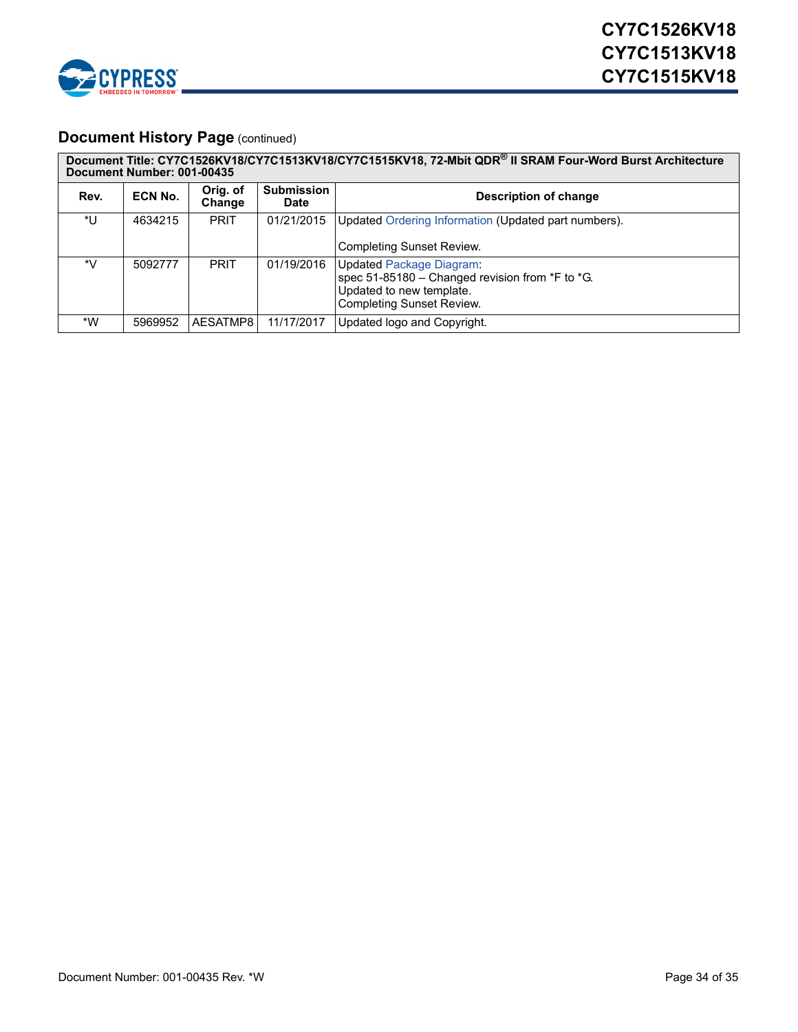## Document History Page (continued)

| Document Title: CY7C1526KV18/CY7C1513KV18/CY7C1515KV18, 72-Mbit QDR® II SRAM Four-Word Burst Architecture<br>Document Number: 001-00435 | | | | |
|---|---|---|---|---|
| **Rev.** | **ECN No.** | **Orig. of Change** | **Submission Date** | **Description of change** |
| *U | 4634215 | PRIT | 01/21/2015 | Updated Ordering Information (Updated part numbers).<br><br>Completing Sunset Review. |
| *V | 5092777 | PRIT | 01/19/2016 | Updated Package Diagram:<br>spec 51-85180 – Changed revision from *F to *G.<br>Updated to new template.<br>Completing Sunset Review. |
| *W | 5969952 | AESATMP8 | 11/17/2017 | Updated logo and Copyright. |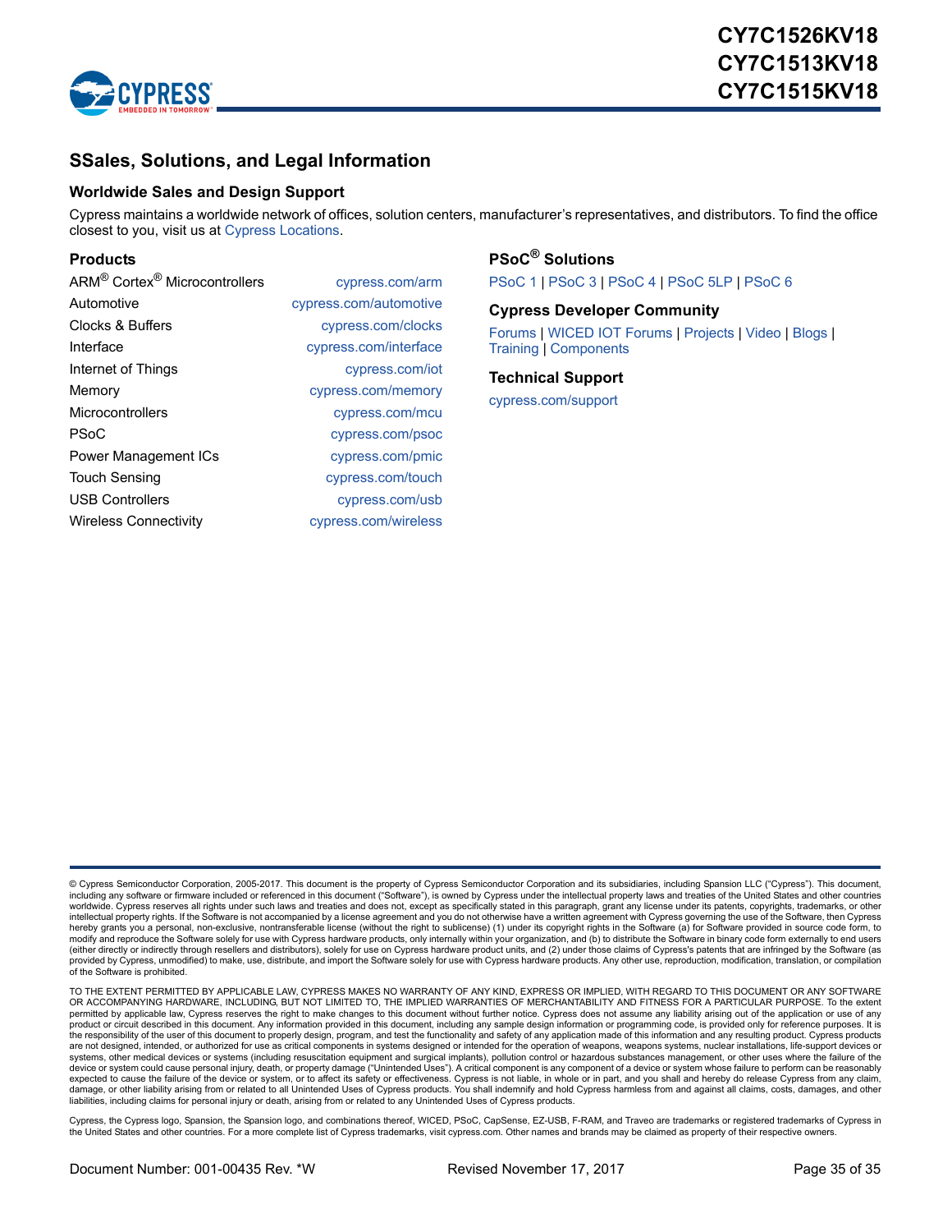## SSales, Solutions, and Legal Information

### Worldwide Sales and Design Support

Cypress maintains a worldwide network of offices, solution centers, manufacturer's representatives, and distributors. To find the office closest to you, visit us at Cypress Locations.

### Products

| | |
|---|---|
| ARM® Cortex® Microcontrollers | cypress.com/arm |
| Automotive | cypress.com/automotive |
| Clocks & Buffers | cypress.com/clocks |
| Interface | cypress.com/interface |
| Internet of Things | cypress.com/iot |
| Memory | cypress.com/memory |
| Microcontrollers | cypress.com/mcu |
| PSoC | cypress.com/psoc |
| Power Management ICs | cypress.com/pmic |
| Touch Sensing | cypress.com/touch |
| USB Controllers | cypress.com/usb |
| Wireless Connectivity | cypress.com/wireless |

### PSoC® Solutions

PSoC 1 | PSoC 3 | PSoC 4 | PSoC 5LP | PSoC 6

### Cypress Developer Community

Forums | WICED IOT Forums | Projects | Video | Blogs | Training | Components

### Technical Support

cypress.com/support

---

© Cypress Semiconductor Corporation, 2005-2017. This document is the property of Cypress Semiconductor Corporation and its subsidiaries, including Spansion LLC ("Cypress"). This document, including any software or firmware included or referenced in this document ("Software"), is owned by Cypress under the intellectual property laws and treaties of the United States and other countries worldwide. Cypress reserves all rights under such laws and treaties and does not, except as specifically stated in this paragraph, grant any license under its patents, copyrights, trademarks, or other intellectual property rights. If the Software is not accompanied by a license agreement and you do not otherwise have a written agreement with Cypress governing the use of the Software, then Cypress hereby grants you a personal, non-exclusive, nontransferable license (without the right to sublicense) (1) under its copyright rights in the Software (a) for Software provided in source code form, to modify and reproduce the Software solely for use with Cypress hardware products, only internally within your organization, and (b) to distribute the Software in binary code form externally to end users (either directly or indirectly through resellers and distributors), solely for use on Cypress hardware product units, and (2) under those claims of Cypress's patents that are infringed by the Software (as provided by Cypress, unmodified) to make, use, distribute, and import the Software solely for use with Cypress hardware products. Any other use, reproduction, modification, translation, or compilation of the Software is prohibited.

TO THE EXTENT PERMITTED BY APPLICABLE LAW, CYPRESS MAKES NO WARRANTY OF ANY KIND, EXPRESS OR IMPLIED, WITH REGARD TO THIS DOCUMENT OR ANY SOFTWARE OR ACCOMPANYING HARDWARE, INCLUDING, BUT NOT LIMITED TO, THE IMPLIED WARRANTIES OF MERCHANTABILITY AND FITNESS FOR A PARTICULAR PURPOSE. To the extent permitted by applicable law, Cypress reserves the right to make changes to this document without further notice. Cypress does not assume any liability arising out of the application or use of any product or circuit described in this document. Any information provided in this document, including any sample design information or programming code, is provided only for reference purposes. It is the responsibility of the user of this document to properly design, program, and test the functionality and safety of any application made of this information and any resulting product. Cypress products are not designed, intended, or authorized for use as critical components in systems designed or intended for the operation of weapons, weapons systems, nuclear installations, life-support devices or systems, other medical devices or systems (including resuscitation equipment and surgical implants), pollution control or hazardous substances management, or other uses where the failure of the device or system could cause personal injury, death, or property damage ("Unintended Uses"). A critical component is any component of a device or system whose failure to perform can be reasonably expected to cause the failure of the device or system, or to affect its safety or effectiveness. Cypress is not liable, in whole or in part, and you shall and hereby do release Cypress from any claim, damage, or other liability arising from or related to all Unintended Uses of Cypress products. You shall indemnify and hold Cypress harmless from and against all claims, costs, damages, and other liabilities, including claims for personal injury or death, arising from or related to any Unintended Uses of Cypress products.

Cypress, the Cypress logo, Spansion, the Spansion logo, and combinations thereof, WICED, PSoC, CapSense, EZ-USB, F-RAM, and Traveo are trademarks or registered trademarks of Cypress in the United States and other countries. For a more complete list of Cypress trademarks, visit cypress.com. Other names and brands may be claimed as property of their respective owners.